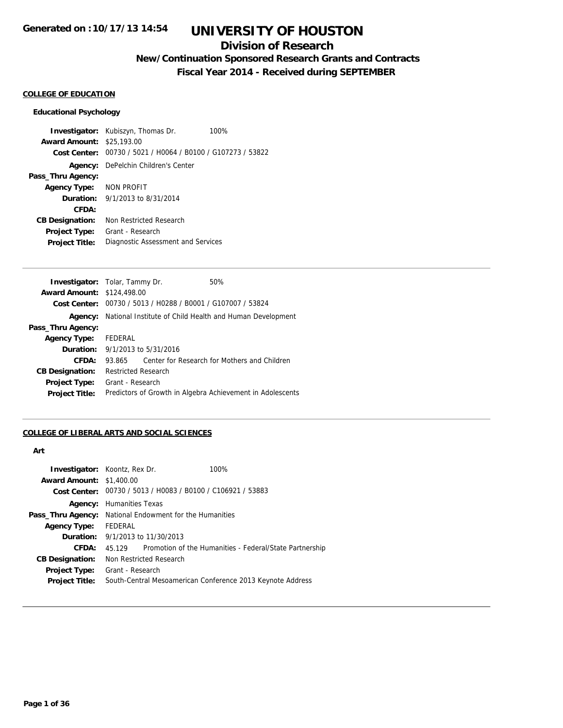Generated on :10/17/13 14:54

# UNIVERSITY OF HOUSTON

## Division of Research

### New/Continuation Sponsored Research Grants and Contracts

### Fiscal Year 2014 - Received during SEPTEMBER

**COLLEGE OF EDUCATION**

**Educational Psychology**

**Investigator:** Kubiszyn, Thomas Dr. 100%
**Award Amount:** $25,193.00
**Cost Center:** 00730 / 5021 / H0064 / B0100 / G107273 / 53822
**Agency:** DePelchin Children's Center
**Pass_Thru Agency:**
**Agency Type:** NON PROFIT
**Duration:** 9/1/2013 to 8/31/2014
**CFDA:**
**CB Designation:** Non Restricted Research
**Project Type:** Grant - Research
**Project Title:** Diagnostic Assessment and Services

---

**Investigator:** Tolar, Tammy Dr. 50%
**Award Amount:** $124,498.00
**Cost Center:** 00730 / 5013 / H0288 / B0001 / G107007 / 53824
**Agency:** National Institute of Child Health and Human Development
**Pass_Thru Agency:**
**Agency Type:** FEDERAL
**Duration:** 9/1/2013 to 5/31/2016
**CFDA:** 93.865 Center for Research for Mothers and Children
**CB Designation:** Restricted Research
**Project Type:** Grant - Research
**Project Title:** Predictors of Growth in Algebra Achievement in Adolescents

---

**COLLEGE OF LIBERAL ARTS AND SOCIAL SCIENCES**

**Art**

**Investigator:** Koontz, Rex Dr. 100%
**Award Amount:** $1,400.00
**Cost Center:** 00730 / 5013 / H0083 / B0100 / C106921 / 53883
**Agency:** Humanities Texas
**Pass_Thru Agency:** National Endowment for the Humanities
**Agency Type:** FEDERAL
**Duration:** 9/1/2013 to 11/30/2013
**CFDA:** 45.129 Promotion of the Humanities - Federal/State Partnership
**CB Designation:** Non Restricted Research
**Project Type:** Grant - Research
**Project Title:** South-Central Mesoamerican Conference 2013 Keynote Address

---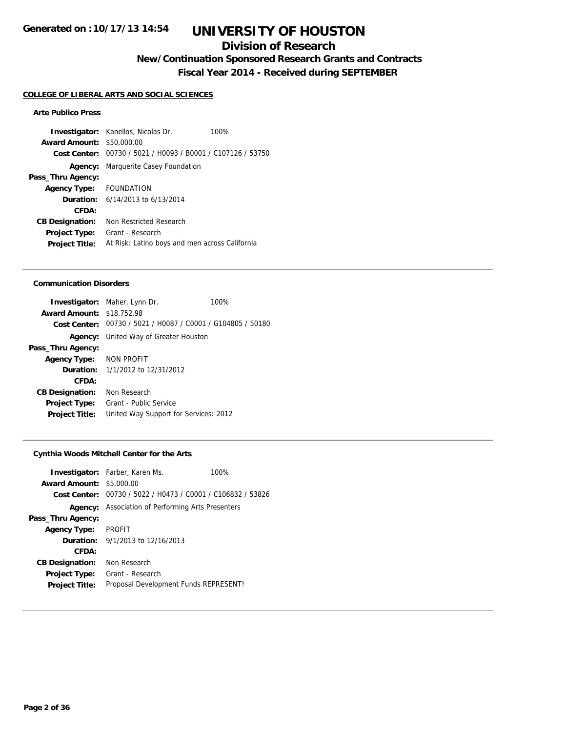# UNIVERSITY OF HOUSTON

## Division of Research

### New/Continuation Sponsored Research Grants and Contracts

### Fiscal Year 2014 - Received during SEPTEMBER

**Generated on :10/17/13 14:54**

**COLLEGE OF LIBERAL ARTS AND SOCIAL SCIENCES**

#### Arte Publico Press

**Investigator:** Kanellos, Nicolas Dr. 100%
**Award Amount:** $50,000.00
**Cost Center:** 00730 / 5021 / H0093 / B0001 / C107126 / 53750
**Agency:** Marguerite Casey Foundation
**Pass_Thru Agency:**
**Agency Type:** FOUNDATION
**Duration:** 6/14/2013 to 6/13/2014
**CFDA:**
**CB Designation:** Non Restricted Research
**Project Type:** Grant - Research
**Project Title:** At Risk: Latino boys and men across California

---

#### Communication Disorders

**Investigator:** Maher, Lynn Dr. 100%
**Award Amount:** $18,752.98
**Cost Center:** 00730 / 5021 / H0087 / C0001 / G104805 / 50180
**Agency:** United Way of Greater Houston
**Pass_Thru Agency:**
**Agency Type:** NON PROFIT
**Duration:** 1/1/2012 to 12/31/2012
**CFDA:**
**CB Designation:** Non Research
**Project Type:** Grant - Public Service
**Project Title:** United Way Support for Services: 2012

---

#### Cynthia Woods Mitchell Center for the Arts

**Investigator:** Farber, Karen Ms. 100%
**Award Amount:** $5,000.00
**Cost Center:** 00730 / 5022 / H0473 / C0001 / C106832 / 53826
**Agency:** Association of Performing Arts Presenters
**Pass_Thru Agency:**
**Agency Type:** PROFIT
**Duration:** 9/1/2013 to 12/16/2013
**CFDA:**
**CB Designation:** Non Research
**Project Type:** Grant - Research
**Project Title:** Proposal Development Funds REPRESENT!

---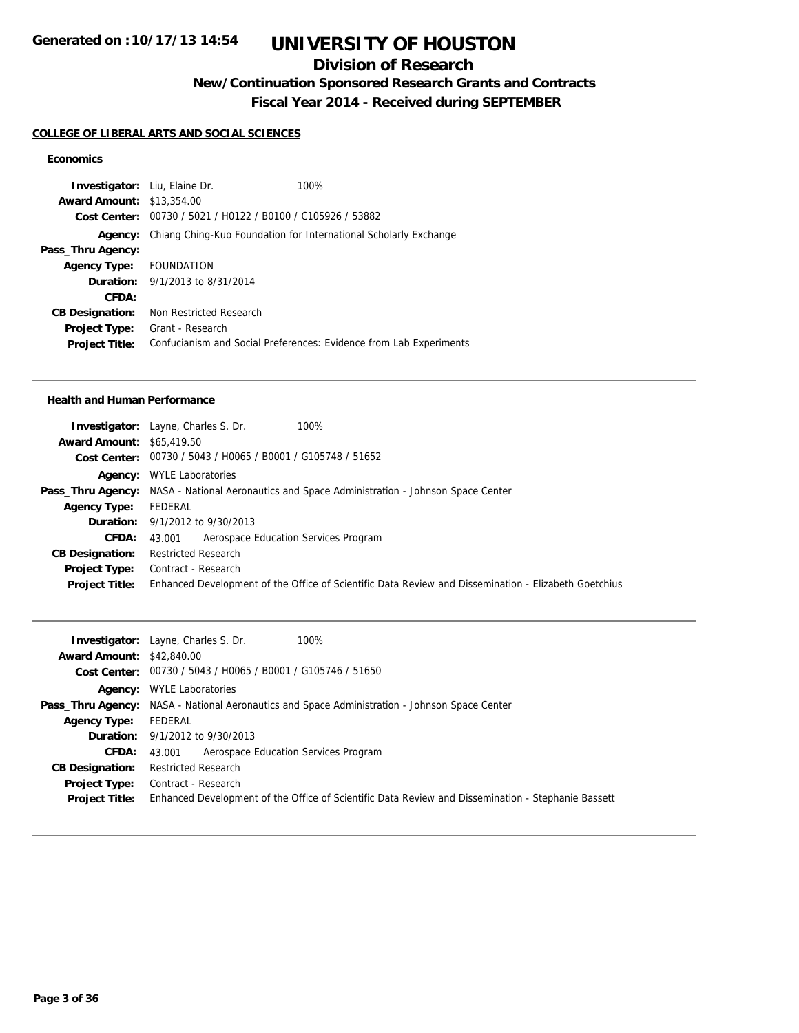# UNIVERSITY OF HOUSTON

## Division of Research

### New/Continuation Sponsored Research Grants and Contracts

### Fiscal Year 2014 - Received during SEPTEMBER

**COLLEGE OF LIBERAL ARTS AND SOCIAL SCIENCES**

#### Economics

| | |
|---|---|
| **Investigator:** | Liu, Elaine Dr. 100% |
| **Award Amount:** | $13,354.00 |
| **Cost Center:** | 00730 / 5021 / H0122 / B0100 / C105926 / 53882 |
| **Agency:** | Chiang Ching-Kuo Foundation for International Scholarly Exchange |
| **Pass_Thru Agency:** | |
| **Agency Type:** | FOUNDATION |
| **Duration:** | 9/1/2013 to 8/31/2014 |
| **CFDA:** | |
| **CB Designation:** | Non Restricted Research |
| **Project Type:** | Grant - Research |
| **Project Title:** | Confucianism and Social Preferences: Evidence from Lab Experiments |

#### Health and Human Performance

| | |
|---|---|
| **Investigator:** | Layne, Charles S. Dr. 100% |
| **Award Amount:** | $65,419.50 |
| **Cost Center:** | 00730 / 5043 / H0065 / B0001 / G105748 / 51652 |
| **Agency:** | WYLE Laboratories |
| **Pass_Thru Agency:** | NASA - National Aeronautics and Space Administration - Johnson Space Center |
| **Agency Type:** | FEDERAL |
| **Duration:** | 9/1/2012 to 9/30/2013 |
| **CFDA:** | 43.001 Aerospace Education Services Program |
| **CB Designation:** | Restricted Research |
| **Project Type:** | Contract - Research |
| **Project Title:** | Enhanced Development of the Office of Scientific Data Review and Dissemination - Elizabeth Goetchius |

| | |
|---|---|
| **Investigator:** | Layne, Charles S. Dr. 100% |
| **Award Amount:** | $42,840.00 |
| **Cost Center:** | 00730 / 5043 / H0065 / B0001 / G105746 / 51650 |
| **Agency:** | WYLE Laboratories |
| **Pass_Thru Agency:** | NASA - National Aeronautics and Space Administration - Johnson Space Center |
| **Agency Type:** | FEDERAL |
| **Duration:** | 9/1/2012 to 9/30/2013 |
| **CFDA:** | 43.001 Aerospace Education Services Program |
| **CB Designation:** | Restricted Research |
| **Project Type:** | Contract - Research |
| **Project Title:** | Enhanced Development of the Office of Scientific Data Review and Dissemination - Stephanie Bassett |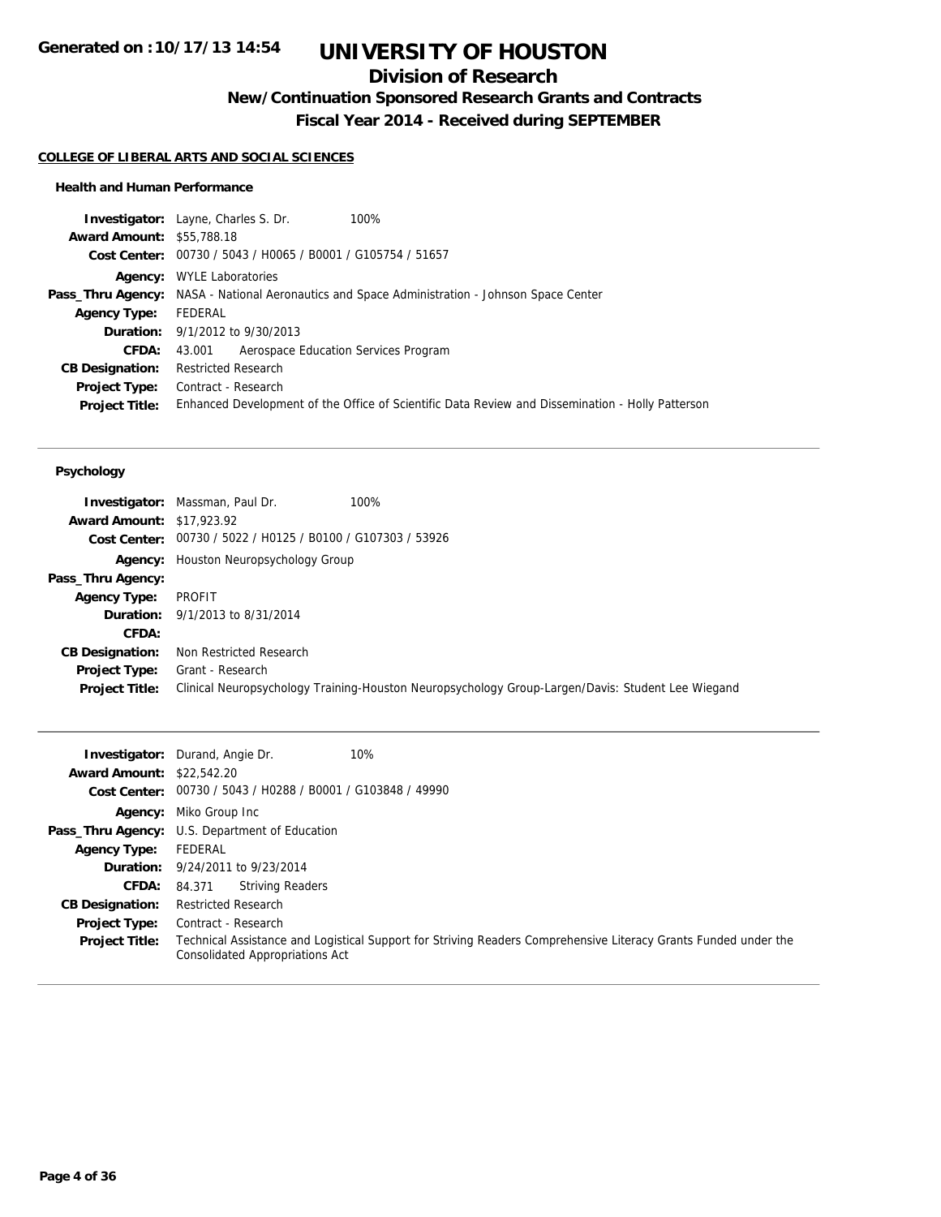# UNIVERSITY OF HOUSTON

## Division of Research

### New/Continuation Sponsored Research Grants and Contracts

### Fiscal Year 2014 - Received during SEPTEMBER

Generated on : 10/17/13 14:54

#### COLLEGE OF LIBERAL ARTS AND SOCIAL SCIENCES

##### Health and Human Performance

**Investigator:** Layne, Charles S. Dr. 100%
**Award Amount:** $55,788.18
**Cost Center:** 00730 / 5043 / H0065 / B0001 / G105754 / 51657
**Agency:** WYLE Laboratories
**Pass_Thru Agency:** NASA - National Aeronautics and Space Administration - Johnson Space Center
**Agency Type:** FEDERAL
**Duration:** 9/1/2012 to 9/30/2013
**CFDA:** 43.001 Aerospace Education Services Program
**CB Designation:** Restricted Research
**Project Type:** Contract - Research
**Project Title:** Enhanced Development of the Office of Scientific Data Review and Dissemination - Holly Patterson

---

##### Psychology

**Investigator:** Massman, Paul Dr. 100%
**Award Amount:** $17,923.92
**Cost Center:** 00730 / 5022 / H0125 / B0100 / G107303 / 53926
**Agency:** Houston Neuropsychology Group
**Pass_Thru Agency:**
**Agency Type:** PROFIT
**Duration:** 9/1/2013 to 8/31/2014
**CFDA:**
**CB Designation:** Non Restricted Research
**Project Type:** Grant - Research
**Project Title:** Clinical Neuropsychology Training-Houston Neuropsychology Group-Largen/Davis: Student Lee Wiegand

---

**Investigator:** Durand, Angie Dr. 10%
**Award Amount:** $22,542.20
**Cost Center:** 00730 / 5043 / H0288 / B0001 / G103848 / 49990
**Agency:** Miko Group Inc
**Pass_Thru Agency:** U.S. Department of Education
**Agency Type:** FEDERAL
**Duration:** 9/24/2011 to 9/23/2014
**CFDA:** 84.371 Striving Readers
**CB Designation:** Restricted Research
**Project Type:** Contract - Research
**Project Title:** Technical Assistance and Logistical Support for Striving Readers Comprehensive Literacy Grants Funded under the Consolidated Appropriations Act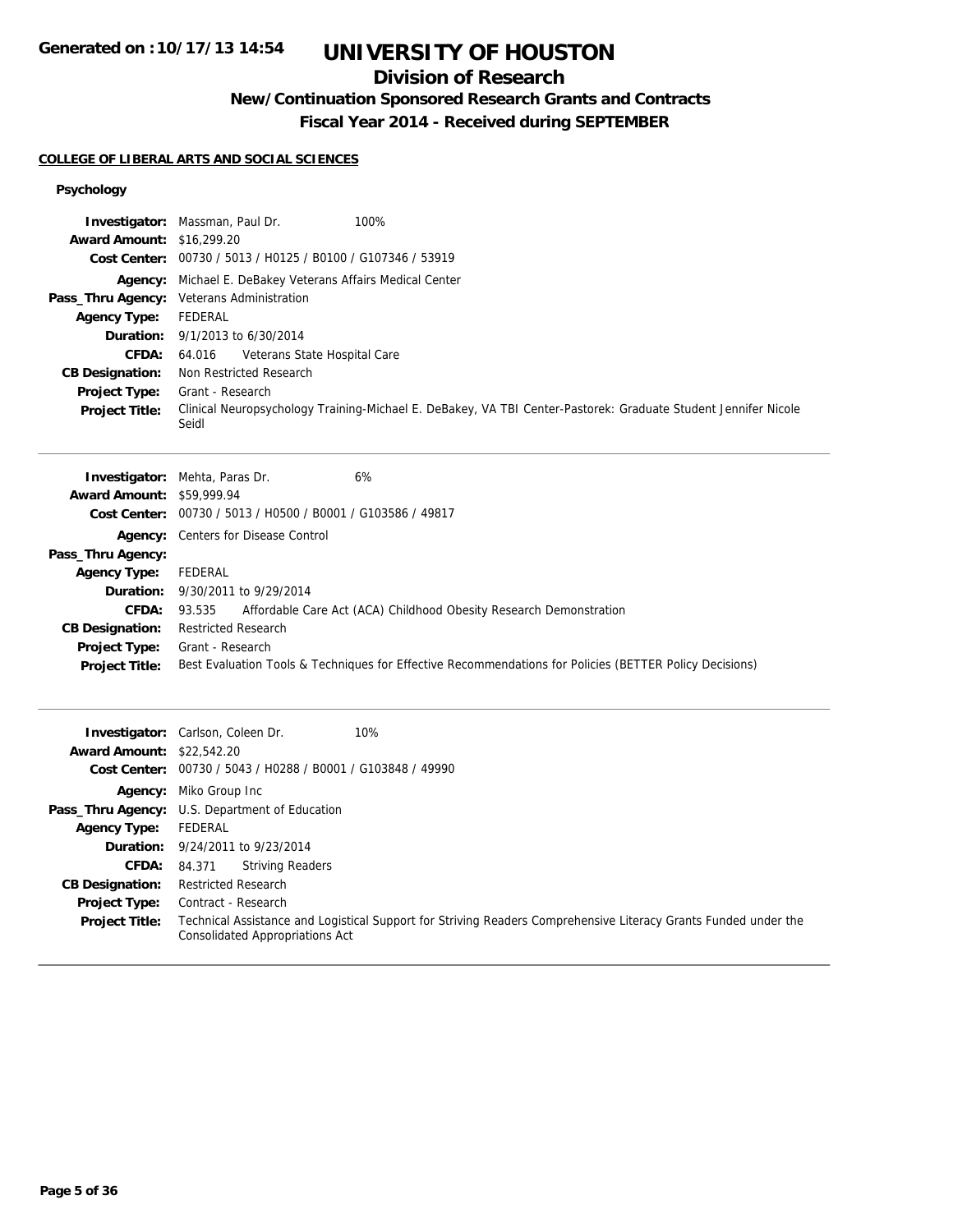# UNIVERSITY OF HOUSTON

## Division of Research

### New/Continuation Sponsored Research Grants and Contracts

### Fiscal Year 2014 - Received during SEPTEMBER

Generated on :10/17/13 14:54

**COLLEGE OF LIBERAL ARTS AND SOCIAL SCIENCES**

**Psychology**

**Investigator:** Massman, Paul Dr. 100%
**Award Amount:** $16,299.20
**Cost Center:** 00730 / 5013 / H0125 / B0100 / G107346 / 53919
**Agency:** Michael E. DeBakey Veterans Affairs Medical Center
**Pass_Thru Agency:** Veterans Administration
**Agency Type:** FEDERAL
**Duration:** 9/1/2013 to 6/30/2014
**CFDA:** 64.016 Veterans State Hospital Care
**CB Designation:** Non Restricted Research
**Project Type:** Grant - Research
**Project Title:** Clinical Neuropsychology Training-Michael E. DeBakey, VA TBI Center-Pastorek: Graduate Student Jennifer Nicole Seidl

---

**Investigator:** Mehta, Paras Dr. 6%
**Award Amount:** $59,999.94
**Cost Center:** 00730 / 5013 / H0500 / B0001 / G103586 / 49817
**Agency:** Centers for Disease Control
**Pass_Thru Agency:**
**Agency Type:** FEDERAL
**Duration:** 9/30/2011 to 9/29/2014
**CFDA:** 93.535 Affordable Care Act (ACA) Childhood Obesity Research Demonstration
**CB Designation:** Restricted Research
**Project Type:** Grant - Research
**Project Title:** Best Evaluation Tools & Techniques for Effective Recommendations for Policies (BETTER Policy Decisions)

---

**Investigator:** Carlson, Coleen Dr. 10%
**Award Amount:** $22,542.20
**Cost Center:** 00730 / 5043 / H0288 / B0001 / G103848 / 49990
**Agency:** Miko Group Inc
**Pass_Thru Agency:** U.S. Department of Education
**Agency Type:** FEDERAL
**Duration:** 9/24/2011 to 9/23/2014
**CFDA:** 84.371 Striving Readers
**CB Designation:** Restricted Research
**Project Type:** Contract - Research
**Project Title:** Technical Assistance and Logistical Support for Striving Readers Comprehensive Literacy Grants Funded under the Consolidated Appropriations Act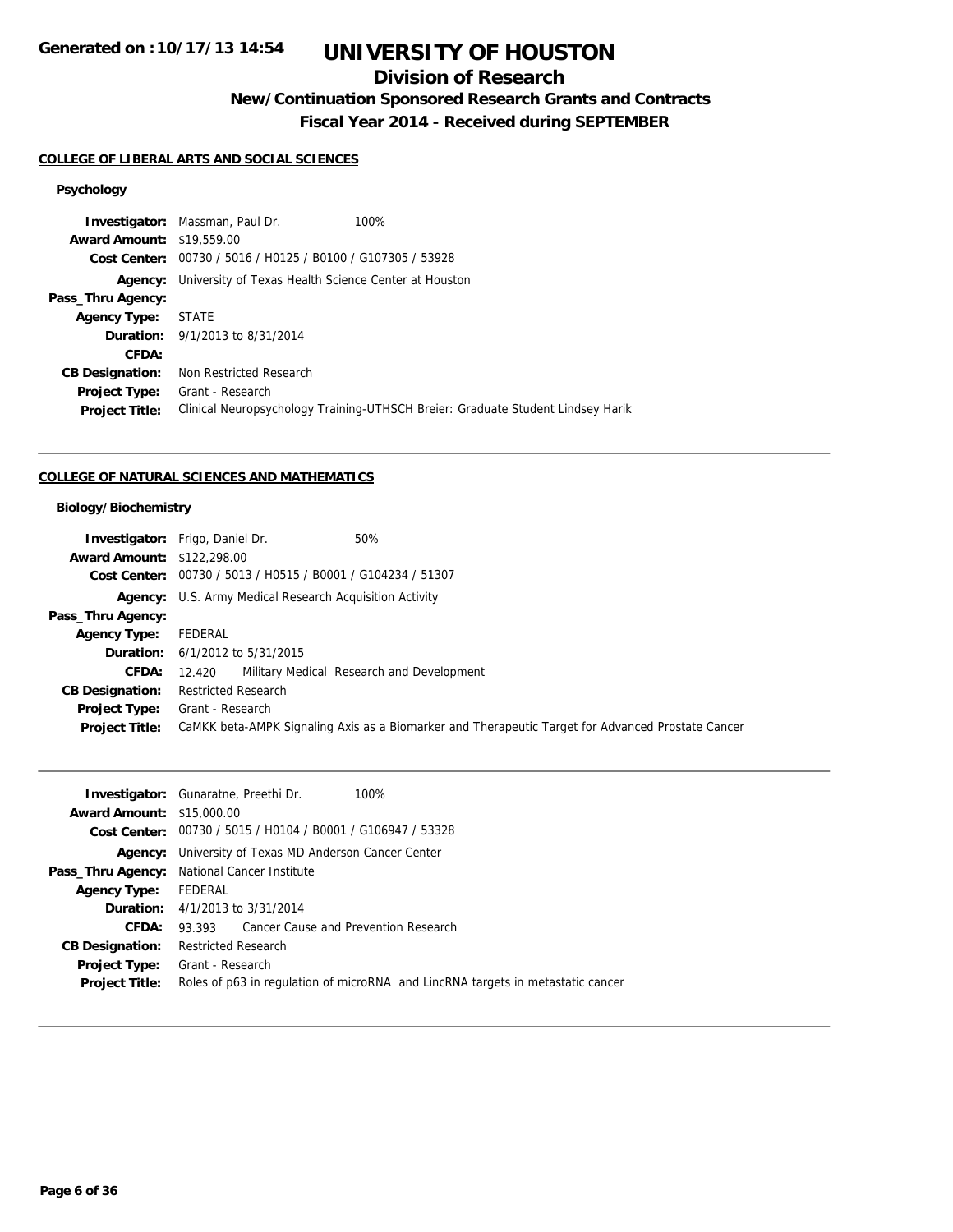# UNIVERSITY OF HOUSTON

## Division of Research

### New/Continuation Sponsored Research Grants and Contracts

### Fiscal Year 2014 - Received during SEPTEMBER

Generated on :10/17/13 14:54

#### COLLEGE OF LIBERAL ARTS AND SOCIAL SCIENCES

**Psychology**

**Investigator:** Massman, Paul Dr. 100%
**Award Amount:** $19,559.00
**Cost Center:** 00730 / 5016 / H0125 / B0100 / G107305 / 53928
**Agency:** University of Texas Health Science Center at Houston
**Pass_Thru Agency:**
**Agency Type:** STATE
**Duration:** 9/1/2013 to 8/31/2014
**CFDA:**
**CB Designation:** Non Restricted Research
**Project Type:** Grant - Research
**Project Title:** Clinical Neuropsychology Training-UTHSCH Breier: Graduate Student Lindsey Harik

---

#### COLLEGE OF NATURAL SCIENCES AND MATHEMATICS

**Biology/Biochemistry**

**Investigator:** Frigo, Daniel Dr. 50%
**Award Amount:** $122,298.00
**Cost Center:** 00730 / 5013 / H0515 / B0001 / G104234 / 51307
**Agency:** U.S. Army Medical Research Acquisition Activity
**Pass_Thru Agency:**
**Agency Type:** FEDERAL
**Duration:** 6/1/2012 to 5/31/2015
**CFDA:** 12.420 Military Medical Research and Development
**CB Designation:** Restricted Research
**Project Type:** Grant - Research
**Project Title:** CaMKK beta-AMPK Signaling Axis as a Biomarker and Therapeutic Target for Advanced Prostate Cancer

---

**Investigator:** Gunaratne, Preethi Dr. 100%
**Award Amount:** $15,000.00
**Cost Center:** 00730 / 5015 / H0104 / B0001 / G106947 / 53328
**Agency:** University of Texas MD Anderson Cancer Center
**Pass_Thru Agency:** National Cancer Institute
**Agency Type:** FEDERAL
**Duration:** 4/1/2013 to 3/31/2014
**CFDA:** 93.393 Cancer Cause and Prevention Research
**CB Designation:** Restricted Research
**Project Type:** Grant - Research
**Project Title:** Roles of p63 in regulation of microRNA and LincRNA targets in metastatic cancer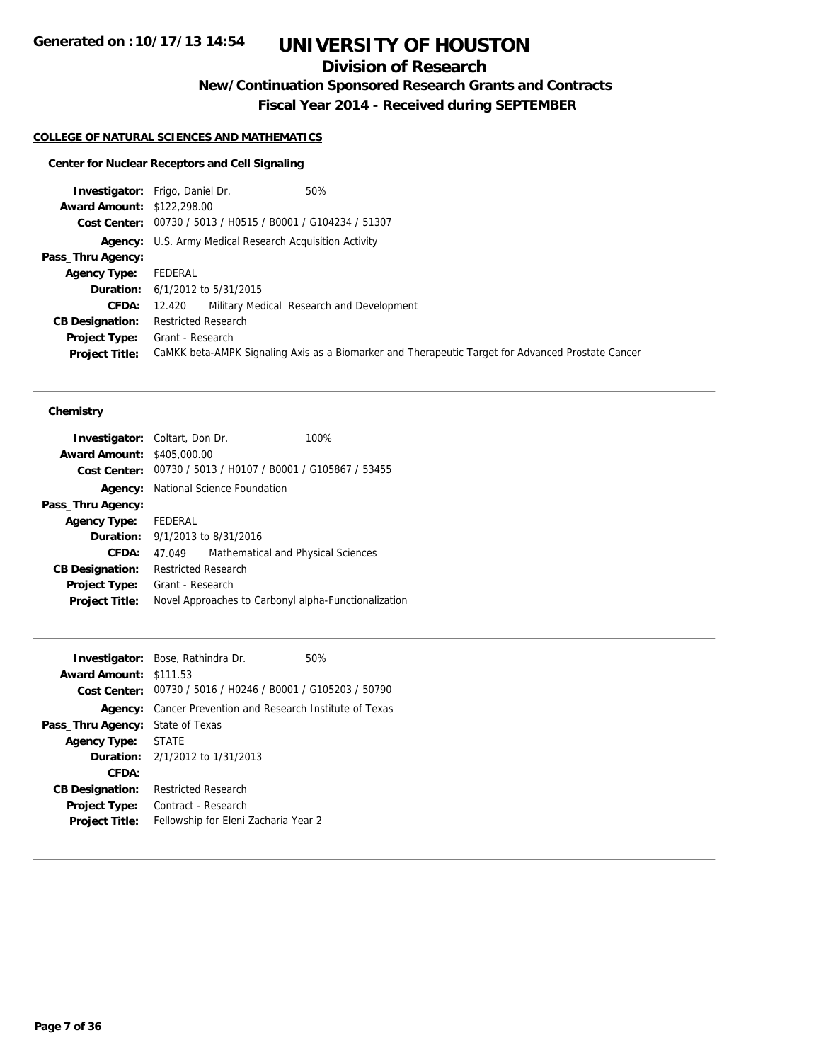# UNIVERSITY OF HOUSTON

## Division of Research

### New/Continuation Sponsored Research Grants and Contracts

### Fiscal Year 2014 - Received during SEPTEMBER

**Generated on :10/17/13 14:54**

**COLLEGE OF NATURAL SCIENCES AND MATHEMATICS**

**Center for Nuclear Receptors and Cell Signaling**

**Investigator:** Frigo, Daniel Dr. 50%
**Award Amount:** $122,298.00
**Cost Center:** 00730 / 5013 / H0515 / B0001 / G104234 / 51307
**Agency:** U.S. Army Medical Research Acquisition Activity
**Pass_Thru Agency:**
**Agency Type:** FEDERAL
**Duration:** 6/1/2012 to 5/31/2015
**CFDA:** 12.420 Military Medical Research and Development
**CB Designation:** Restricted Research
**Project Type:** Grant - Research
**Project Title:** CaMKK beta-AMPK Signaling Axis as a Biomarker and Therapeutic Target for Advanced Prostate Cancer

---

**Chemistry**

**Investigator:** Coltart, Don Dr. 100%
**Award Amount:** $405,000.00
**Cost Center:** 00730 / 5013 / H0107 / B0001 / G105867 / 53455
**Agency:** National Science Foundation
**Pass_Thru Agency:**
**Agency Type:** FEDERAL
**Duration:** 9/1/2013 to 8/31/2016
**CFDA:** 47.049 Mathematical and Physical Sciences
**CB Designation:** Restricted Research
**Project Type:** Grant - Research
**Project Title:** Novel Approaches to Carbonyl alpha-Functionalization

---

**Investigator:** Bose, Rathindra Dr. 50%
**Award Amount:** $111.53
**Cost Center:** 00730 / 5016 / H0246 / B0001 / G105203 / 50790
**Agency:** Cancer Prevention and Research Institute of Texas
**Pass_Thru Agency:** State of Texas
**Agency Type:** STATE
**Duration:** 2/1/2012 to 1/31/2013
**CFDA:**
**CB Designation:** Restricted Research
**Project Type:** Contract - Research
**Project Title:** Fellowship for Eleni Zacharia Year 2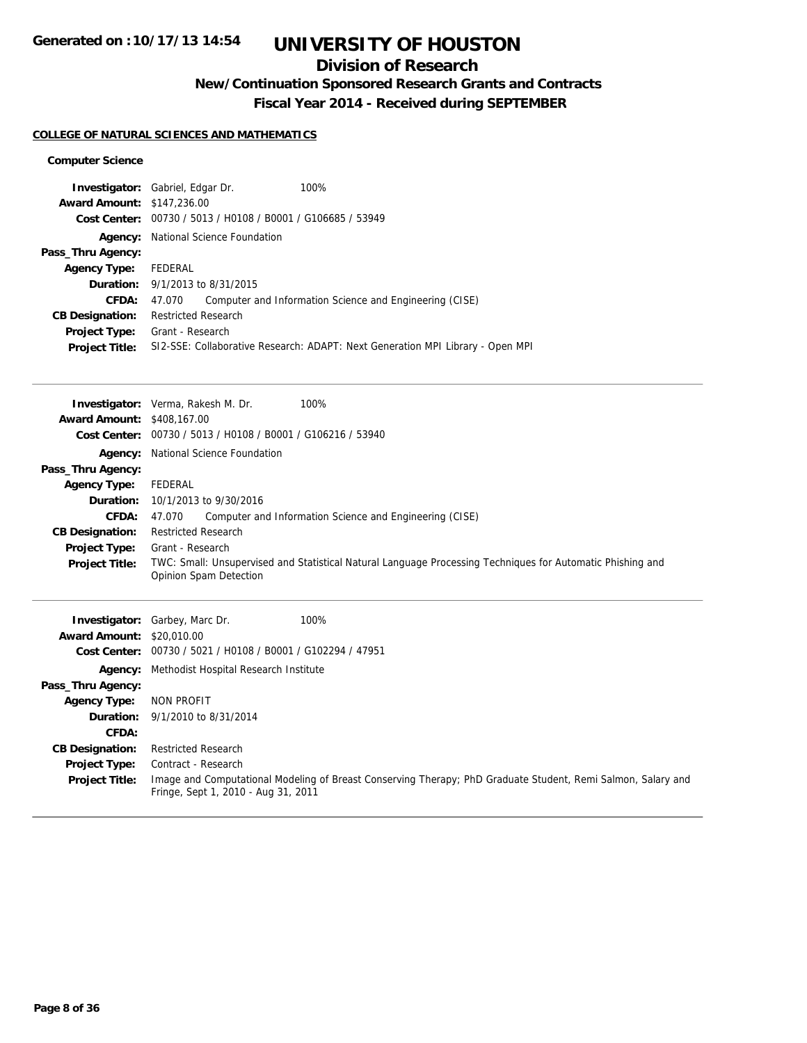# UNIVERSITY OF HOUSTON

## Division of Research

### New/Continuation Sponsored Research Grants and Contracts

### Fiscal Year 2014 - Received during SEPTEMBER

**COLLEGE OF NATURAL SCIENCES AND MATHEMATICS**

**Computer Science**

**Investigator:** Gabriel, Edgar Dr. 100%
**Award Amount:** $147,236.00
**Cost Center:** 00730 / 5013 / H0108 / B0001 / G106685 / 53949
**Agency:** National Science Foundation
**Pass_Thru Agency:**
**Agency Type:** FEDERAL
**Duration:** 9/1/2013 to 8/31/2015
**CFDA:** 47.070 Computer and Information Science and Engineering (CISE)
**CB Designation:** Restricted Research
**Project Type:** Grant - Research
**Project Title:** SI2-SSE: Collaborative Research: ADAPT: Next Generation MPI Library - Open MPI

---

**Investigator:** Verma, Rakesh M. Dr. 100%
**Award Amount:** $408,167.00
**Cost Center:** 00730 / 5013 / H0108 / B0001 / G106216 / 53940
**Agency:** National Science Foundation
**Pass_Thru Agency:**
**Agency Type:** FEDERAL
**Duration:** 10/1/2013 to 9/30/2016
**CFDA:** 47.070 Computer and Information Science and Engineering (CISE)
**CB Designation:** Restricted Research
**Project Type:** Grant - Research
**Project Title:** TWC: Small: Unsupervised and Statistical Natural Language Processing Techniques for Automatic Phishing and Opinion Spam Detection

---

**Investigator:** Garbey, Marc Dr. 100%
**Award Amount:** $20,010.00
**Cost Center:** 00730 / 5021 / H0108 / B0001 / G102294 / 47951
**Agency:** Methodist Hospital Research Institute
**Pass_Thru Agency:**
**Agency Type:** NON PROFIT
**Duration:** 9/1/2010 to 8/31/2014
**CFDA:**
**CB Designation:** Restricted Research
**Project Type:** Contract - Research
**Project Title:** Image and Computational Modeling of Breast Conserving Therapy; PhD Graduate Student, Remi Salmon, Salary and Fringe, Sept 1, 2010 - Aug 31, 2011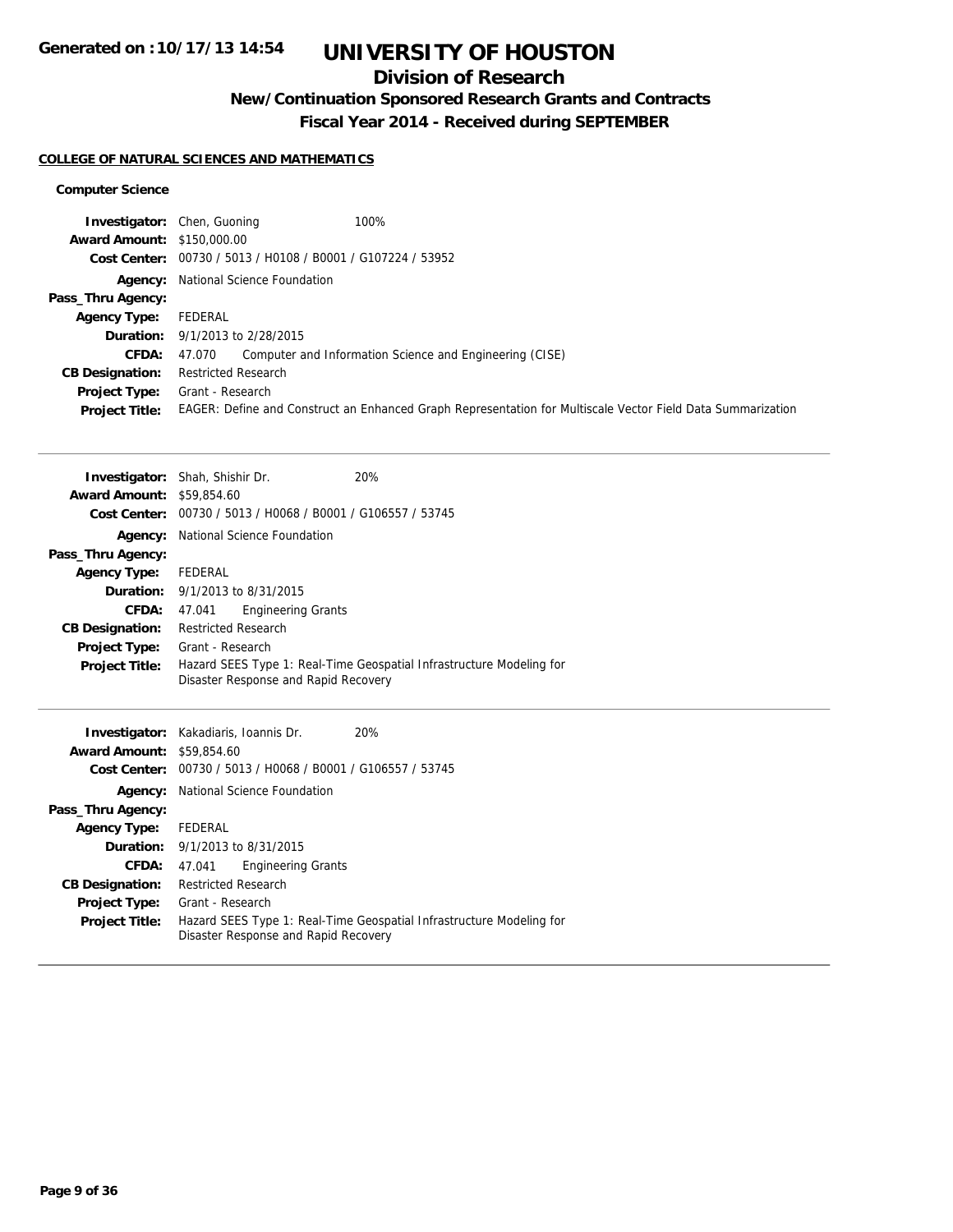# UNIVERSITY OF HOUSTON

## Division of Research

### New/Continuation Sponsored Research Grants and Contracts

### Fiscal Year 2014 - Received during SEPTEMBER

**COLLEGE OF NATURAL SCIENCES AND MATHEMATICS**

**Computer Science**

**Investigator:** Chen, Guoning 100%
**Award Amount:** $150,000.00
**Cost Center:** 00730 / 5013 / H0108 / B0001 / G107224 / 53952
**Agency:** National Science Foundation
**Pass_Thru Agency:**
**Agency Type:** FEDERAL
**Duration:** 9/1/2013 to 2/28/2015
**CFDA:** 47.070 Computer and Information Science and Engineering (CISE)
**CB Designation:** Restricted Research
**Project Type:** Grant - Research
**Project Title:** EAGER: Define and Construct an Enhanced Graph Representation for Multiscale Vector Field Data Summarization

---

**Investigator:** Shah, Shishir Dr. 20%
**Award Amount:** $59,854.60
**Cost Center:** 00730 / 5013 / H0068 / B0001 / G106557 / 53745
**Agency:** National Science Foundation
**Pass_Thru Agency:**
**Agency Type:** FEDERAL
**Duration:** 9/1/2013 to 8/31/2015
**CFDA:** 47.041 Engineering Grants
**CB Designation:** Restricted Research
**Project Type:** Grant - Research
**Project Title:** Hazard SEES Type 1: Real-Time Geospatial Infrastructure Modeling for Disaster Response and Rapid Recovery

---

**Investigator:** Kakadiaris, Ioannis Dr. 20%
**Award Amount:** $59,854.60
**Cost Center:** 00730 / 5013 / H0068 / B0001 / G106557 / 53745
**Agency:** National Science Foundation
**Pass_Thru Agency:**
**Agency Type:** FEDERAL
**Duration:** 9/1/2013 to 8/31/2015
**CFDA:** 47.041 Engineering Grants
**CB Designation:** Restricted Research
**Project Type:** Grant - Research
**Project Title:** Hazard SEES Type 1: Real-Time Geospatial Infrastructure Modeling for Disaster Response and Rapid Recovery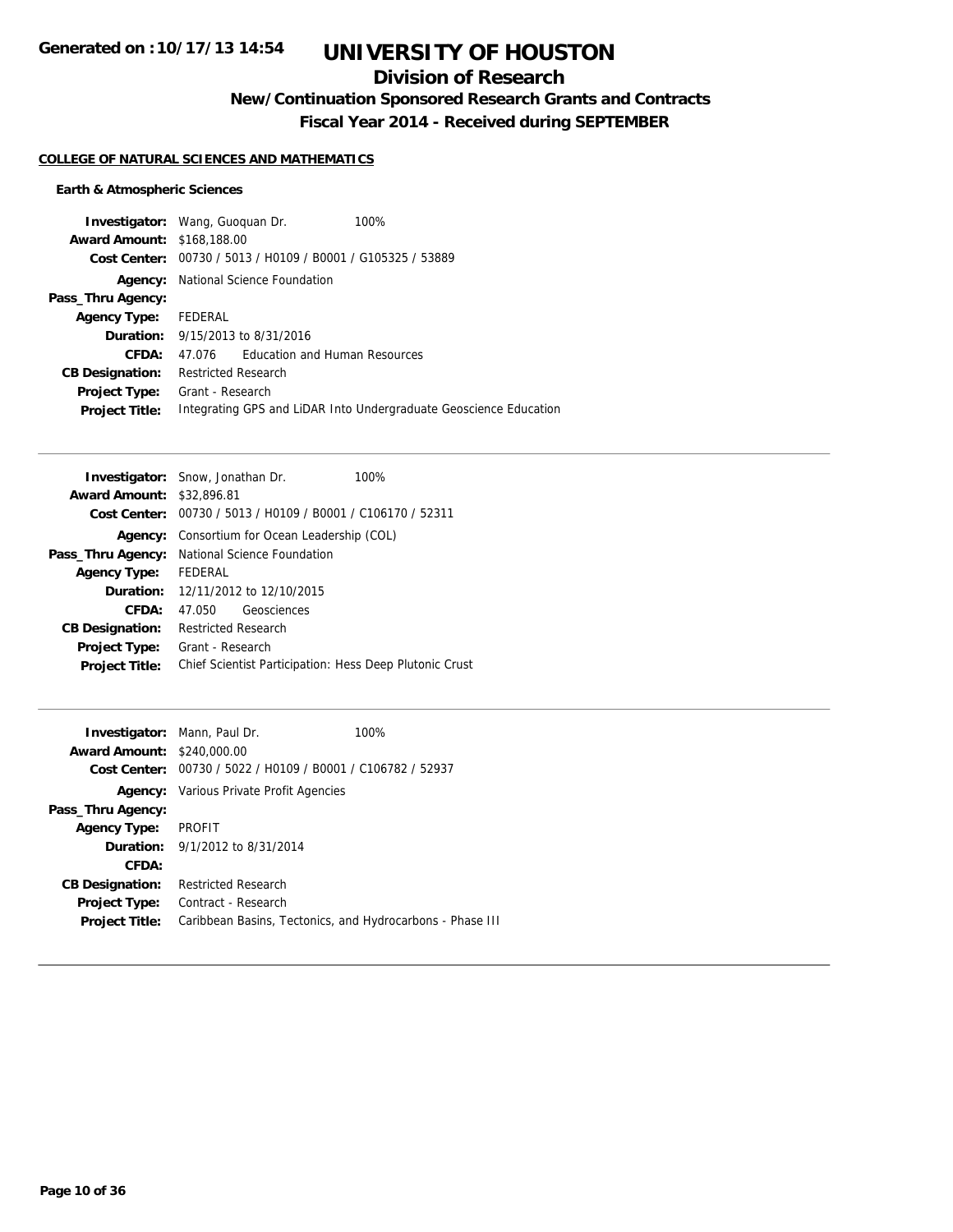# UNIVERSITY OF HOUSTON

## Division of Research

### New/Continuation Sponsored Research Grants and Contracts

### Fiscal Year 2014 - Received during SEPTEMBER

**Generated on :10/17/13 14:54**

**COLLEGE OF NATURAL SCIENCES AND MATHEMATICS**

**Earth & Atmospheric Sciences**

**Investigator:** Wang, Guoquan Dr. 100%
**Award Amount:** $168,188.00
**Cost Center:** 00730 / 5013 / H0109 / B0001 / G105325 / 53889
**Agency:** National Science Foundation
**Pass_Thru Agency:**
**Agency Type:** FEDERAL
**Duration:** 9/15/2013 to 8/31/2016
**CFDA:** 47.076 Education and Human Resources
**CB Designation:** Restricted Research
**Project Type:** Grant - Research
**Project Title:** Integrating GPS and LiDAR Into Undergraduate Geoscience Education

---

**Investigator:** Snow, Jonathan Dr. 100%
**Award Amount:** $32,896.81
**Cost Center:** 00730 / 5013 / H0109 / B0001 / C106170 / 52311
**Agency:** Consortium for Ocean Leadership (COL)
**Pass_Thru Agency:** National Science Foundation
**Agency Type:** FEDERAL
**Duration:** 12/11/2012 to 12/10/2015
**CFDA:** 47.050 Geosciences
**CB Designation:** Restricted Research
**Project Type:** Grant - Research
**Project Title:** Chief Scientist Participation: Hess Deep Plutonic Crust

---

**Investigator:** Mann, Paul Dr. 100%
**Award Amount:** $240,000.00
**Cost Center:** 00730 / 5022 / H0109 / B0001 / C106782 / 52937
**Agency:** Various Private Profit Agencies
**Pass_Thru Agency:**
**Agency Type:** PROFIT
**Duration:** 9/1/2012 to 8/31/2014
**CFDA:**
**CB Designation:** Restricted Research
**Project Type:** Contract - Research
**Project Title:** Caribbean Basins, Tectonics, and Hydrocarbons - Phase III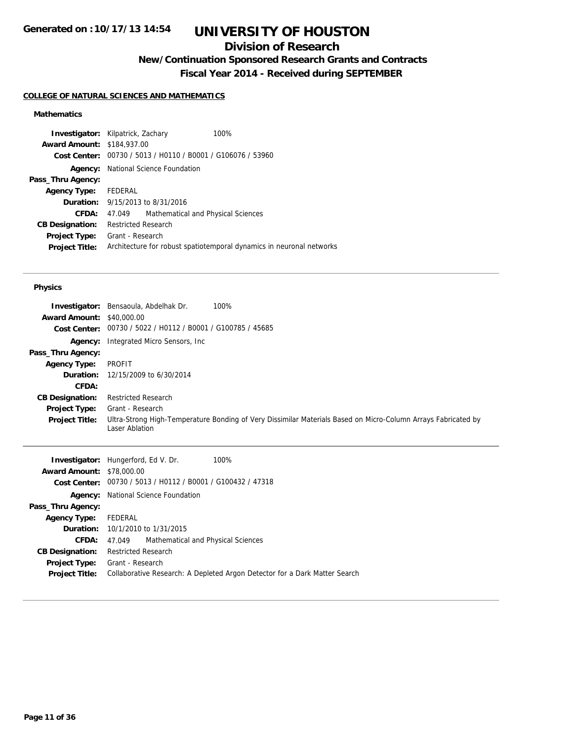# UNIVERSITY OF HOUSTON

## Division of Research

### New/Continuation Sponsored Research Grants and Contracts

### Fiscal Year 2014 - Received during SEPTEMBER

Generated on :10/17/13 14:54

**COLLEGE OF NATURAL SCIENCES AND MATHEMATICS**

#### Mathematics

| | | |
|---|---|---|
| **Investigator:** | Kilpatrick, Zachary | 100% |
| **Award Amount:** | $184,937.00 | |
| **Cost Center:** | 00730 / 5013 / H0110 / B0001 / G106076 / 53960 | |
| **Agency:** | National Science Foundation | |
| **Pass_Thru Agency:** | | |
| **Agency Type:** | FEDERAL | |
| **Duration:** | 9/15/2013 to 8/31/2016 | |
| **CFDA:** | 47.049 Mathematical and Physical Sciences | |
| **CB Designation:** | Restricted Research | |
| **Project Type:** | Grant - Research | |
| **Project Title:** | Architecture for robust spatiotemporal dynamics in neuronal networks | |

#### Physics

| | | |
|---|---|---|
| **Investigator:** | Bensaoula, Abdelhak Dr. | 100% |
| **Award Amount:** | $40,000.00 | |
| **Cost Center:** | 00730 / 5022 / H0112 / B0001 / G100785 / 45685 | |
| **Agency:** | Integrated Micro Sensors, Inc | |
| **Pass_Thru Agency:** | | |
| **Agency Type:** | PROFIT | |
| **Duration:** | 12/15/2009 to 6/30/2014 | |
| **CFDA:** | | |
| **CB Designation:** | Restricted Research | |
| **Project Type:** | Grant - Research | |
| **Project Title:** | Ultra-Strong High-Temperature Bonding of Very Dissimilar Materials Based on Micro-Column Arrays Fabricated by Laser Ablation | |

| | | |
|---|---|---|
| **Investigator:** | Hungerford, Ed V. Dr. | 100% |
| **Award Amount:** | $78,000.00 | |
| **Cost Center:** | 00730 / 5013 / H0112 / B0001 / G100432 / 47318 | |
| **Agency:** | National Science Foundation | |
| **Pass_Thru Agency:** | | |
| **Agency Type:** | FEDERAL | |
| **Duration:** | 10/1/2010 to 1/31/2015 | |
| **CFDA:** | 47.049 Mathematical and Physical Sciences | |
| **CB Designation:** | Restricted Research | |
| **Project Type:** | Grant - Research | |
| **Project Title:** | Collaborative Research: A Depleted Argon Detector for a Dark Matter Search | |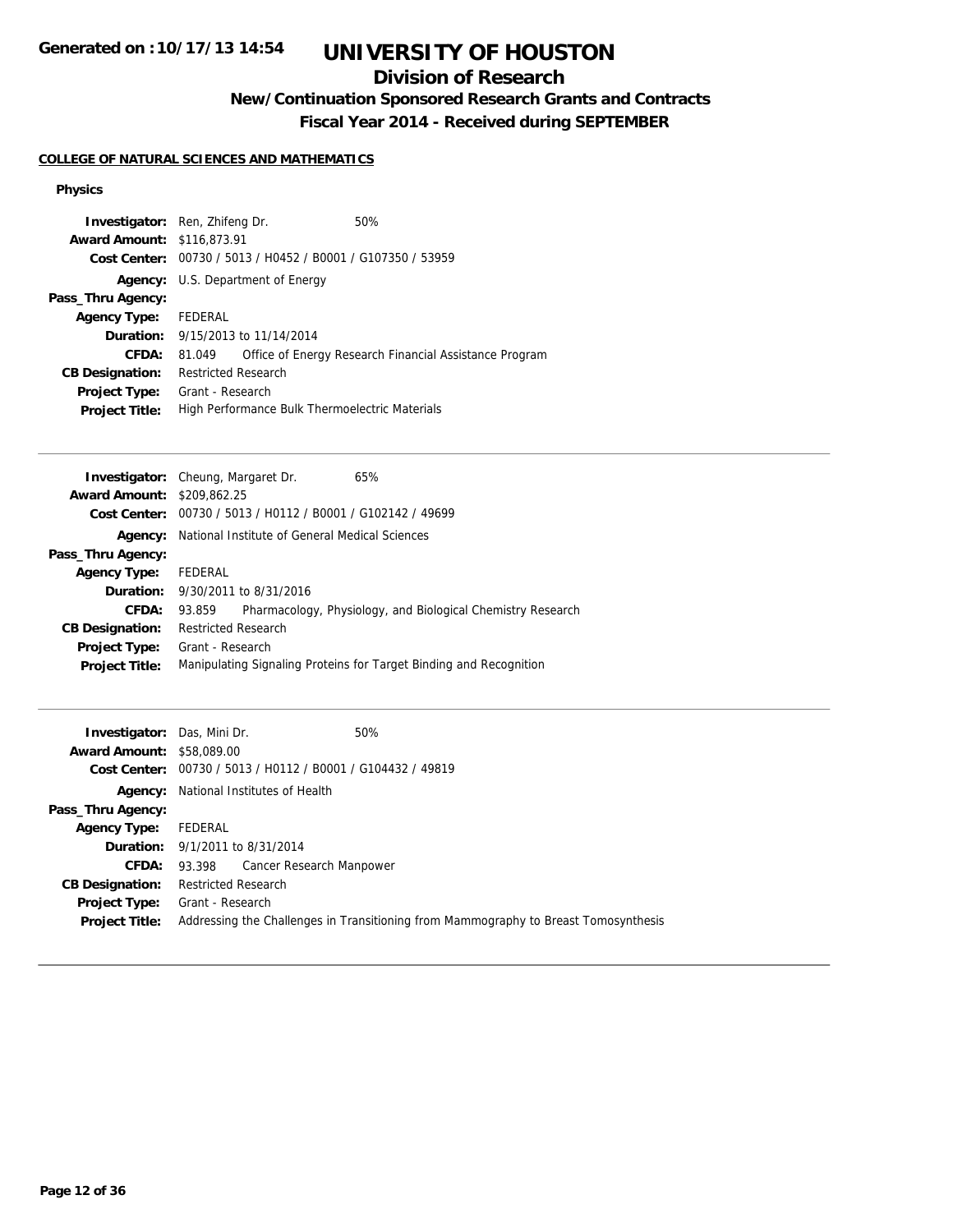# UNIVERSITY OF HOUSTON

## Division of Research

### New/Continuation Sponsored Research Grants and Contracts

### Fiscal Year 2014 - Received during SEPTEMBER

**COLLEGE OF NATURAL SCIENCES AND MATHEMATICS**

**Physics**

**Investigator:** Ren, Zhifeng Dr. 50%
**Award Amount:** $116,873.91
**Cost Center:** 00730 / 5013 / H0452 / B0001 / G107350 / 53959
**Agency:** U.S. Department of Energy
**Pass_Thru Agency:**
**Agency Type:** FEDERAL
**Duration:** 9/15/2013 to 11/14/2014
**CFDA:** 81.049 Office of Energy Research Financial Assistance Program
**CB Designation:** Restricted Research
**Project Type:** Grant - Research
**Project Title:** High Performance Bulk Thermoelectric Materials

---

**Investigator:** Cheung, Margaret Dr. 65%
**Award Amount:** $209,862.25
**Cost Center:** 00730 / 5013 / H0112 / B0001 / G102142 / 49699
**Agency:** National Institute of General Medical Sciences
**Pass_Thru Agency:**
**Agency Type:** FEDERAL
**Duration:** 9/30/2011 to 8/31/2016
**CFDA:** 93.859 Pharmacology, Physiology, and Biological Chemistry Research
**CB Designation:** Restricted Research
**Project Type:** Grant - Research
**Project Title:** Manipulating Signaling Proteins for Target Binding and Recognition

---

**Investigator:** Das, Mini Dr. 50%
**Award Amount:** $58,089.00
**Cost Center:** 00730 / 5013 / H0112 / B0001 / G104432 / 49819
**Agency:** National Institutes of Health
**Pass_Thru Agency:**
**Agency Type:** FEDERAL
**Duration:** 9/1/2011 to 8/31/2014
**CFDA:** 93.398 Cancer Research Manpower
**CB Designation:** Restricted Research
**Project Type:** Grant - Research
**Project Title:** Addressing the Challenges in Transitioning from Mammography to Breast Tomosynthesis

---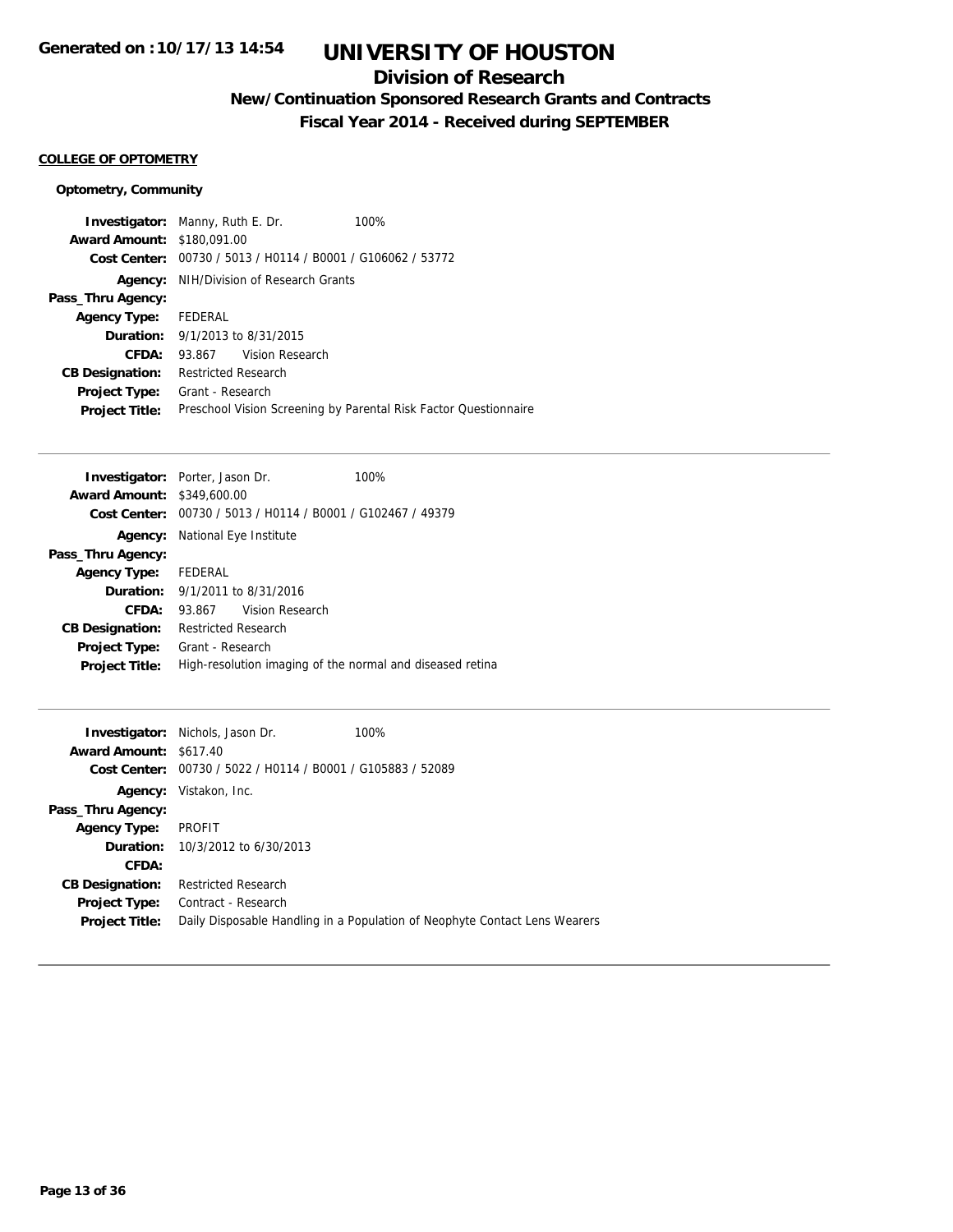# UNIVERSITY OF HOUSTON

## Division of Research

### New/Continuation Sponsored Research Grants and Contracts

### Fiscal Year 2014 - Received during SEPTEMBER

**COLLEGE OF OPTOMETRY**

**Optometry, Community**

**Investigator:** Manny, Ruth E. Dr. 100%
**Award Amount:** $180,091.00
**Cost Center:** 00730 / 5013 / H0114 / B0001 / G106062 / 53772
**Agency:** NIH/Division of Research Grants
**Pass_Thru Agency:**
**Agency Type:** FEDERAL
**Duration:** 9/1/2013 to 8/31/2015
**CFDA:** 93.867 Vision Research
**CB Designation:** Restricted Research
**Project Type:** Grant - Research
**Project Title:** Preschool Vision Screening by Parental Risk Factor Questionnaire

---

**Investigator:** Porter, Jason Dr. 100%
**Award Amount:** $349,600.00
**Cost Center:** 00730 / 5013 / H0114 / B0001 / G102467 / 49379
**Agency:** National Eye Institute
**Pass_Thru Agency:**
**Agency Type:** FEDERAL
**Duration:** 9/1/2011 to 8/31/2016
**CFDA:** 93.867 Vision Research
**CB Designation:** Restricted Research
**Project Type:** Grant - Research
**Project Title:** High-resolution imaging of the normal and diseased retina

---

**Investigator:** Nichols, Jason Dr. 100%
**Award Amount:** $617.40
**Cost Center:** 00730 / 5022 / H0114 / B0001 / G105883 / 52089
**Agency:** Vistakon, Inc.
**Pass_Thru Agency:**
**Agency Type:** PROFIT
**Duration:** 10/3/2012 to 6/30/2013
**CFDA:**
**CB Designation:** Restricted Research
**Project Type:** Contract - Research
**Project Title:** Daily Disposable Handling in a Population of Neophyte Contact Lens Wearers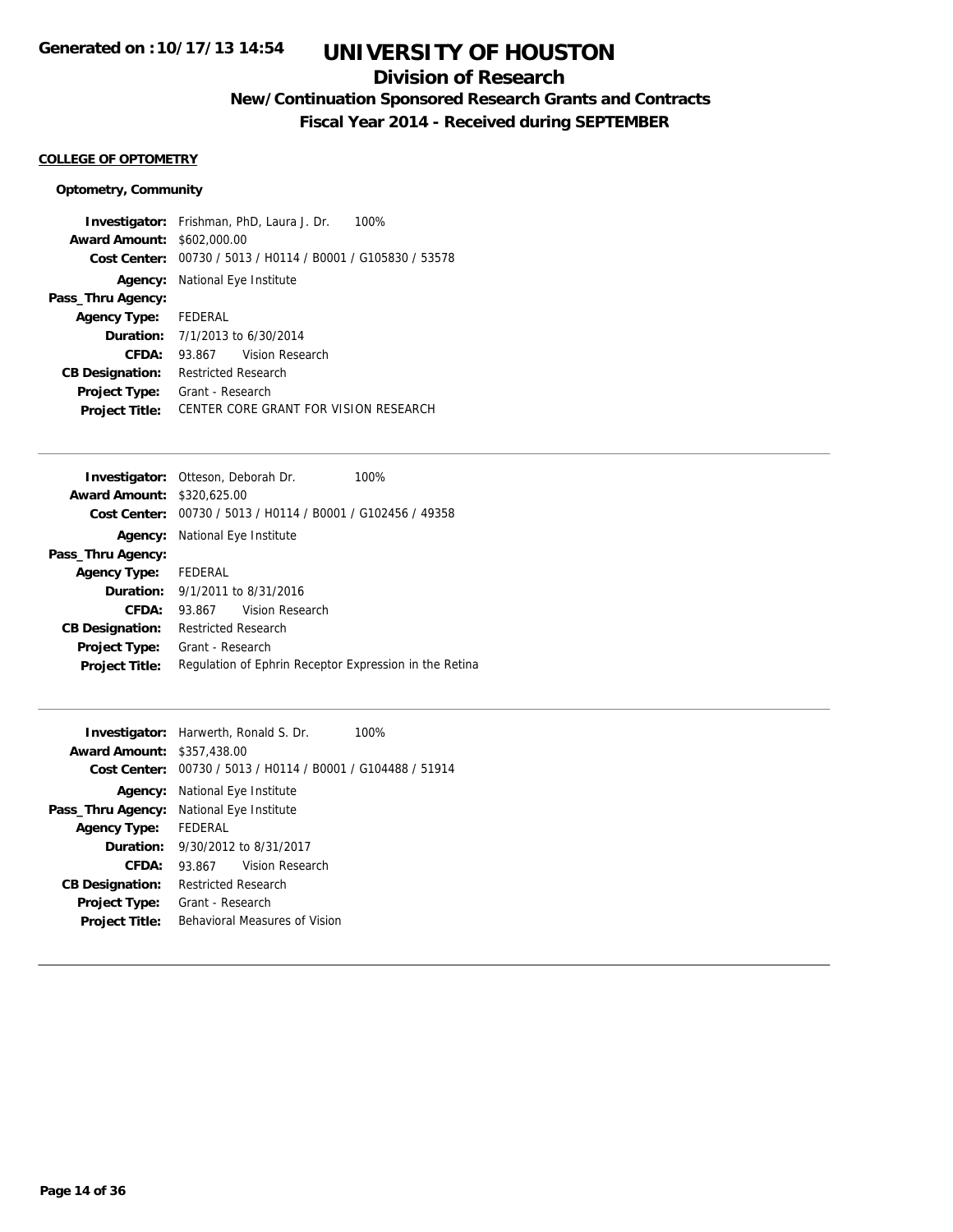**Generated on :10/17/13 14:54**

# UNIVERSITY OF HOUSTON

## Division of Research

### New/Continuation Sponsored Research Grants and Contracts

### Fiscal Year 2014 - Received during SEPTEMBER

**COLLEGE OF OPTOMETRY**

**Optometry, Community**

**Investigator:** Frishman, PhD, Laura J. Dr. 100%
**Award Amount:** $602,000.00
**Cost Center:** 00730 / 5013 / H0114 / B0001 / G105830 / 53578
**Agency:** National Eye Institute
**Pass_Thru Agency:**
**Agency Type:** FEDERAL
**Duration:** 7/1/2013 to 6/30/2014
**CFDA:** 93.867 Vision Research
**CB Designation:** Restricted Research
**Project Type:** Grant - Research
**Project Title:** CENTER CORE GRANT FOR VISION RESEARCH

---

**Investigator:** Otteson, Deborah Dr. 100%
**Award Amount:** $320,625.00
**Cost Center:** 00730 / 5013 / H0114 / B0001 / G102456 / 49358
**Agency:** National Eye Institute
**Pass_Thru Agency:**
**Agency Type:** FEDERAL
**Duration:** 9/1/2011 to 8/31/2016
**CFDA:** 93.867 Vision Research
**CB Designation:** Restricted Research
**Project Type:** Grant - Research
**Project Title:** Regulation of Ephrin Receptor Expression in the Retina

---

**Investigator:** Harwerth, Ronald S. Dr. 100%
**Award Amount:** $357,438.00
**Cost Center:** 00730 / 5013 / H0114 / B0001 / G104488 / 51914
**Agency:** National Eye Institute
**Pass_Thru Agency:** National Eye Institute
**Agency Type:** FEDERAL
**Duration:** 9/30/2012 to 8/31/2017
**CFDA:** 93.867 Vision Research
**CB Designation:** Restricted Research
**Project Type:** Grant - Research
**Project Title:** Behavioral Measures of Vision

---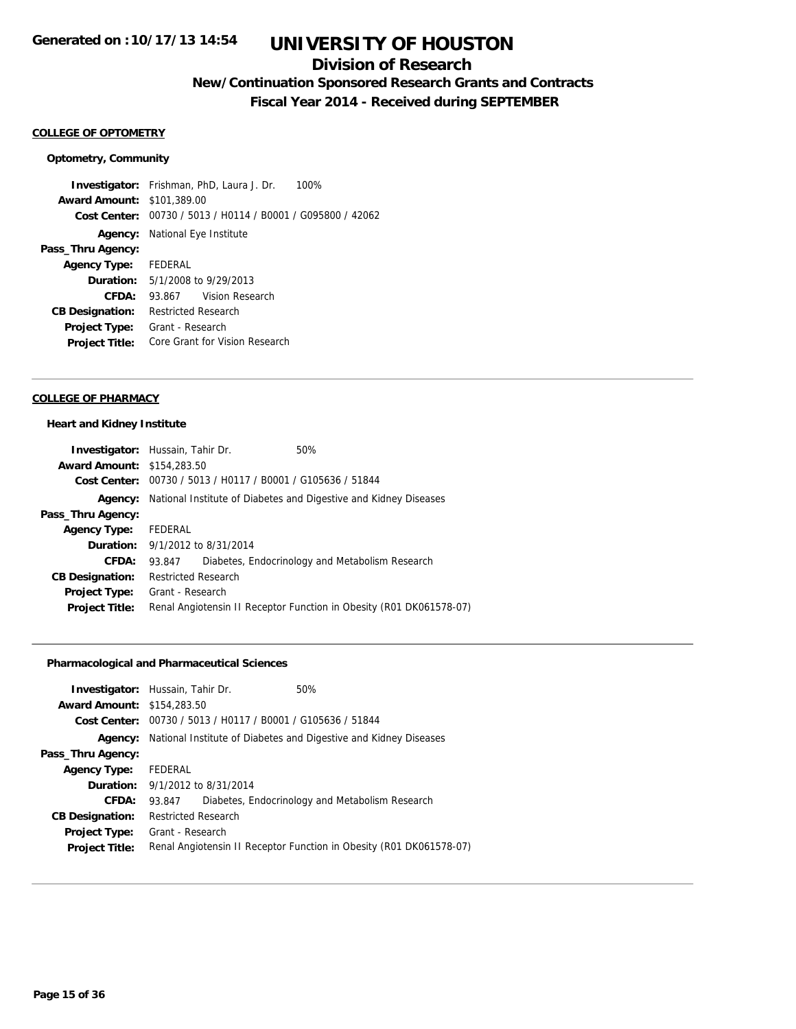# UNIVERSITY OF HOUSTON

## Division of Research

### New/Continuation Sponsored Research Grants and Contracts

### Fiscal Year 2014 - Received during SEPTEMBER

**Generated on :10/17/13 14:54**

#### COLLEGE OF OPTOMETRY

**Optometry, Community**

**Investigator:** Frishman, PhD, Laura J. Dr. 100%
**Award Amount:** $101,389.00
**Cost Center:** 00730 / 5013 / H0114 / B0001 / G095800 / 42062
**Agency:** National Eye Institute
**Pass_Thru Agency:**
**Agency Type:** FEDERAL
**Duration:** 5/1/2008 to 9/29/2013
**CFDA:** 93.867 Vision Research
**CB Designation:** Restricted Research
**Project Type:** Grant - Research
**Project Title:** Core Grant for Vision Research

---

#### COLLEGE OF PHARMACY

**Heart and Kidney Institute**

**Investigator:** Hussain, Tahir Dr. 50%
**Award Amount:** $154,283.50
**Cost Center:** 00730 / 5013 / H0117 / B0001 / G105636 / 51844
**Agency:** National Institute of Diabetes and Digestive and Kidney Diseases
**Pass_Thru Agency:**
**Agency Type:** FEDERAL
**Duration:** 9/1/2012 to 8/31/2014
**CFDA:** 93.847 Diabetes, Endocrinology and Metabolism Research
**CB Designation:** Restricted Research
**Project Type:** Grant - Research
**Project Title:** Renal Angiotensin II Receptor Function in Obesity (R01 DK061578-07)

---

**Pharmacological and Pharmaceutical Sciences**

**Investigator:** Hussain, Tahir Dr. 50%
**Award Amount:** $154,283.50
**Cost Center:** 00730 / 5013 / H0117 / B0001 / G105636 / 51844
**Agency:** National Institute of Diabetes and Digestive and Kidney Diseases
**Pass_Thru Agency:**
**Agency Type:** FEDERAL
**Duration:** 9/1/2012 to 8/31/2014
**CFDA:** 93.847 Diabetes, Endocrinology and Metabolism Research
**CB Designation:** Restricted Research
**Project Type:** Grant - Research
**Project Title:** Renal Angiotensin II Receptor Function in Obesity (R01 DK061578-07)

---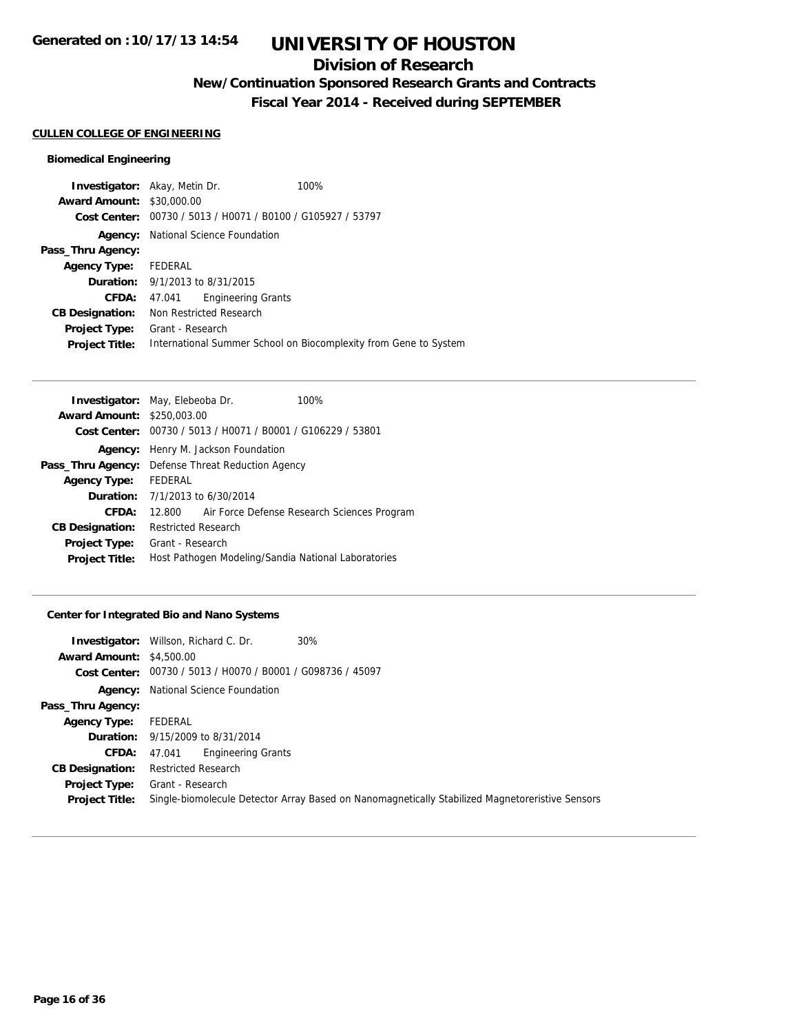# UNIVERSITY OF HOUSTON

## Division of Research

### New/Continuation Sponsored Research Grants and Contracts

### Fiscal Year 2014 - Received during SEPTEMBER

**CULLEN COLLEGE OF ENGINEERING**

**Biomedical Engineering**

**Investigator:** Akay, Metin Dr. 100%
**Award Amount:** $30,000.00
**Cost Center:** 00730 / 5013 / H0071 / B0100 / G105927 / 53797
**Agency:** National Science Foundation
**Pass_Thru Agency:**
**Agency Type:** FEDERAL
**Duration:** 9/1/2013 to 8/31/2015
**CFDA:** 47.041 Engineering Grants
**CB Designation:** Non Restricted Research
**Project Type:** Grant - Research
**Project Title:** International Summer School on Biocomplexity from Gene to System

---

**Investigator:** May, Elebeoba Dr. 100%
**Award Amount:** $250,003.00
**Cost Center:** 00730 / 5013 / H0071 / B0001 / G106229 / 53801
**Agency:** Henry M. Jackson Foundation
**Pass_Thru Agency:** Defense Threat Reduction Agency
**Agency Type:** FEDERAL
**Duration:** 7/1/2013 to 6/30/2014
**CFDA:** 12.800 Air Force Defense Research Sciences Program
**CB Designation:** Restricted Research
**Project Type:** Grant - Research
**Project Title:** Host Pathogen Modeling/Sandia National Laboratories

---

**Center for Integrated Bio and Nano Systems**

**Investigator:** Willson, Richard C. Dr. 30%
**Award Amount:** $4,500.00
**Cost Center:** 00730 / 5013 / H0070 / B0001 / G098736 / 45097
**Agency:** National Science Foundation
**Pass_Thru Agency:**
**Agency Type:** FEDERAL
**Duration:** 9/15/2009 to 8/31/2014
**CFDA:** 47.041 Engineering Grants
**CB Designation:** Restricted Research
**Project Type:** Grant - Research
**Project Title:** Single-biomolecule Detector Array Based on Nanomagnetically Stabilized Magnetoreristive Sensors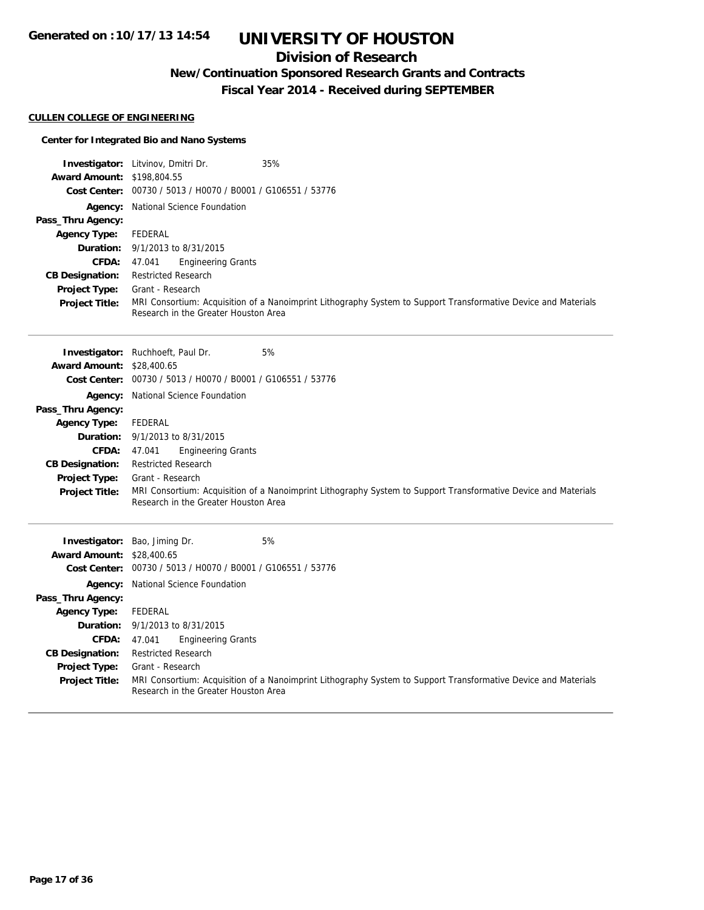# UNIVERSITY OF HOUSTON

## Division of Research

### New/Continuation Sponsored Research Grants and Contracts

### Fiscal Year 2014 - Received during SEPTEMBER

**CULLEN COLLEGE OF ENGINEERING**

**Center for Integrated Bio and Nano Systems**

**Investigator:** Litvinov, Dmitri Dr. 35%
**Award Amount:** $198,804.55
**Cost Center:** 00730 / 5013 / H0070 / B0001 / G106551 / 53776
**Agency:** National Science Foundation
**Pass_Thru Agency:**
**Agency Type:** FEDERAL
**Duration:** 9/1/2013 to 8/31/2015
**CFDA:** 47.041 Engineering Grants
**CB Designation:** Restricted Research
**Project Type:** Grant - Research
**Project Title:** MRI Consortium: Acquisition of a Nanoimprint Lithography System to Support Transformative Device and Materials Research in the Greater Houston Area

---

**Investigator:** Ruchhoeft, Paul Dr. 5%
**Award Amount:** $28,400.65
**Cost Center:** 00730 / 5013 / H0070 / B0001 / G106551 / 53776
**Agency:** National Science Foundation
**Pass_Thru Agency:**
**Agency Type:** FEDERAL
**Duration:** 9/1/2013 to 8/31/2015
**CFDA:** 47.041 Engineering Grants
**CB Designation:** Restricted Research
**Project Type:** Grant - Research
**Project Title:** MRI Consortium: Acquisition of a Nanoimprint Lithography System to Support Transformative Device and Materials Research in the Greater Houston Area

---

**Investigator:** Bao, Jiming Dr. 5%
**Award Amount:** $28,400.65
**Cost Center:** 00730 / 5013 / H0070 / B0001 / G106551 / 53776
**Agency:** National Science Foundation
**Pass_Thru Agency:**
**Agency Type:** FEDERAL
**Duration:** 9/1/2013 to 8/31/2015
**CFDA:** 47.041 Engineering Grants
**CB Designation:** Restricted Research
**Project Type:** Grant - Research
**Project Title:** MRI Consortium: Acquisition of a Nanoimprint Lithography System to Support Transformative Device and Materials Research in the Greater Houston Area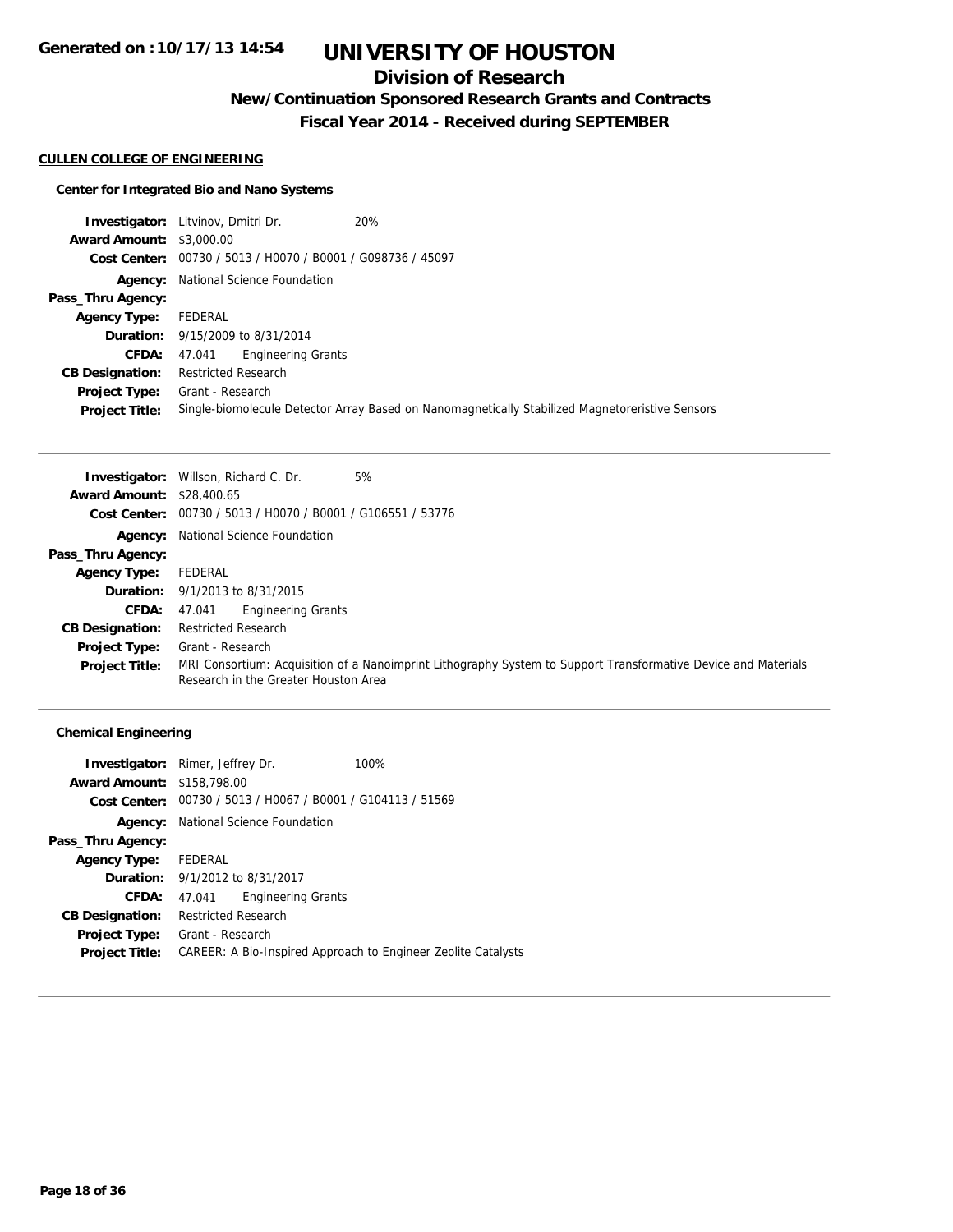# UNIVERSITY OF HOUSTON

## Division of Research

### New/Continuation Sponsored Research Grants and Contracts

### Fiscal Year 2014 - Received during SEPTEMBER

**CULLEN COLLEGE OF ENGINEERING**

**Center for Integrated Bio and Nano Systems**

**Investigator:** Litvinov, Dmitri Dr. 20%
**Award Amount:** $3,000.00
**Cost Center:** 00730 / 5013 / H0070 / B0001 / G098736 / 45097
**Agency:** National Science Foundation
**Pass_Thru Agency:**
**Agency Type:** FEDERAL
**Duration:** 9/15/2009 to 8/31/2014
**CFDA:** 47.041 Engineering Grants
**CB Designation:** Restricted Research
**Project Type:** Grant - Research
**Project Title:** Single-biomolecule Detector Array Based on Nanomagnetically Stabilized Magnetoreristive Sensors

---

**Investigator:** Willson, Richard C. Dr. 5%
**Award Amount:** $28,400.65
**Cost Center:** 00730 / 5013 / H0070 / B0001 / G106551 / 53776
**Agency:** National Science Foundation
**Pass_Thru Agency:**
**Agency Type:** FEDERAL
**Duration:** 9/1/2013 to 8/31/2015
**CFDA:** 47.041 Engineering Grants
**CB Designation:** Restricted Research
**Project Type:** Grant - Research
**Project Title:** MRI Consortium: Acquisition of a Nanoimprint Lithography System to Support Transformative Device and Materials Research in the Greater Houston Area

---

**Chemical Engineering**

**Investigator:** Rimer, Jeffrey Dr. 100%
**Award Amount:** $158,798.00
**Cost Center:** 00730 / 5013 / H0067 / B0001 / G104113 / 51569
**Agency:** National Science Foundation
**Pass_Thru Agency:**
**Agency Type:** FEDERAL
**Duration:** 9/1/2012 to 8/31/2017
**CFDA:** 47.041 Engineering Grants
**CB Designation:** Restricted Research
**Project Type:** Grant - Research
**Project Title:** CAREER: A Bio-Inspired Approach to Engineer Zeolite Catalysts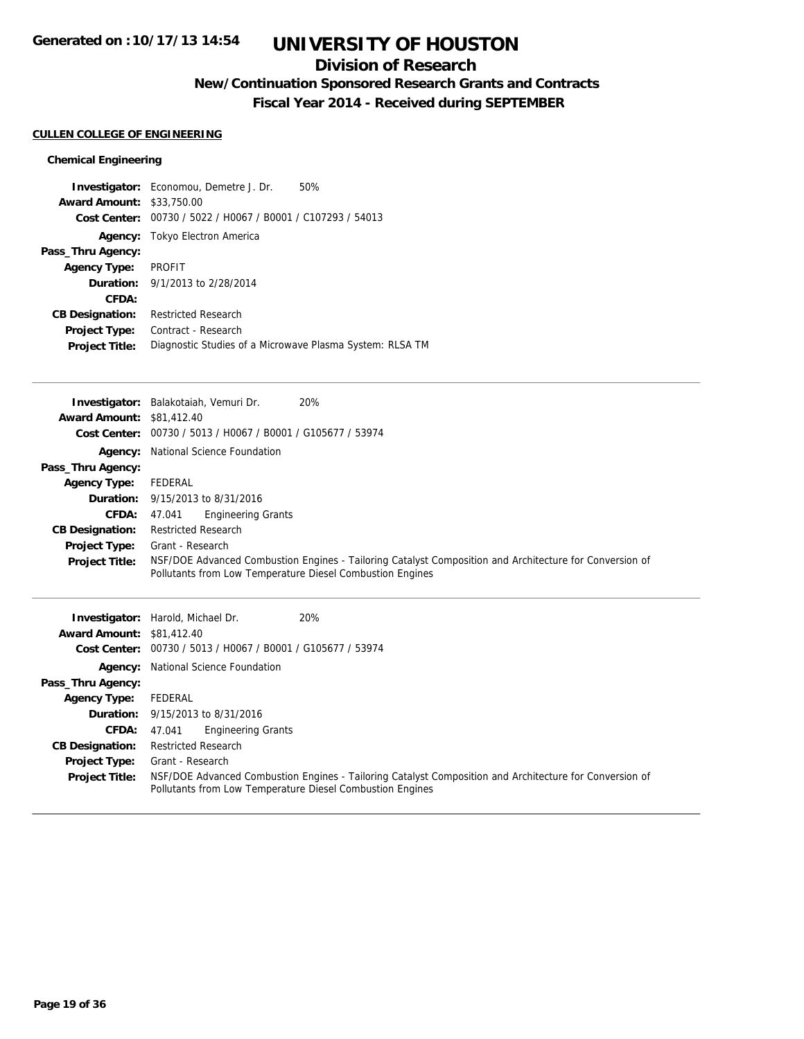# UNIVERSITY OF HOUSTON

## Division of Research

### New/Continuation Sponsored Research Grants and Contracts

### Fiscal Year 2014 - Received during SEPTEMBER

Generated on :10/17/13 14:54

**CULLEN COLLEGE OF ENGINEERING**

**Chemical Engineering**

**Investigator:** Economou, Demetre J. Dr. 50%
**Award Amount:** $33,750.00
**Cost Center:** 00730 / 5022 / H0067 / B0001 / C107293 / 54013
**Agency:** Tokyo Electron America
**Pass_Thru Agency:**
**Agency Type:** PROFIT
**Duration:** 9/1/2013 to 2/28/2014
**CFDA:**
**CB Designation:** Restricted Research
**Project Type:** Contract - Research
**Project Title:** Diagnostic Studies of a Microwave Plasma System: RLSA TM

---

**Investigator:** Balakotaiah, Vemuri Dr. 20%
**Award Amount:** $81,412.40
**Cost Center:** 00730 / 5013 / H0067 / B0001 / G105677 / 53974
**Agency:** National Science Foundation
**Pass_Thru Agency:**
**Agency Type:** FEDERAL
**Duration:** 9/15/2013 to 8/31/2016
**CFDA:** 47.041 Engineering Grants
**CB Designation:** Restricted Research
**Project Type:** Grant - Research
**Project Title:** NSF/DOE Advanced Combustion Engines - Tailoring Catalyst Composition and Architecture for Conversion of Pollutants from Low Temperature Diesel Combustion Engines

---

**Investigator:** Harold, Michael Dr. 20%
**Award Amount:** $81,412.40
**Cost Center:** 00730 / 5013 / H0067 / B0001 / G105677 / 53974
**Agency:** National Science Foundation
**Pass_Thru Agency:**
**Agency Type:** FEDERAL
**Duration:** 9/15/2013 to 8/31/2016
**CFDA:** 47.041 Engineering Grants
**CB Designation:** Restricted Research
**Project Type:** Grant - Research
**Project Title:** NSF/DOE Advanced Combustion Engines - Tailoring Catalyst Composition and Architecture for Conversion of Pollutants from Low Temperature Diesel Combustion Engines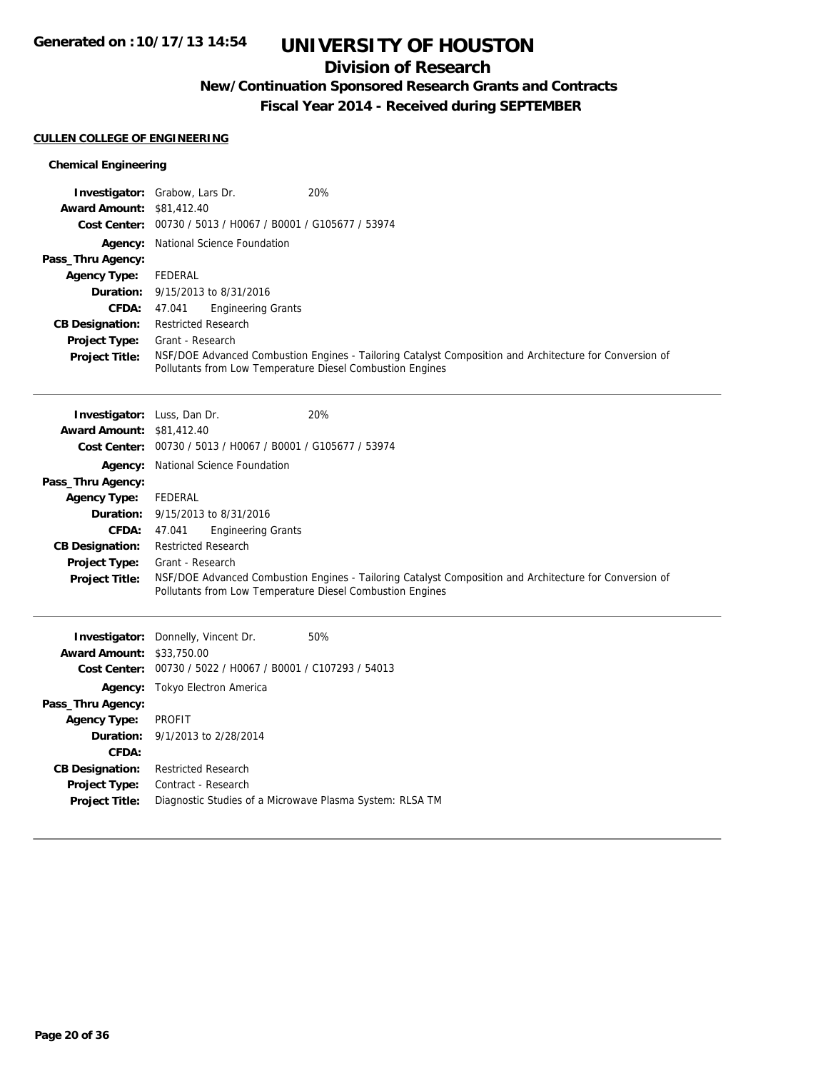# UNIVERSITY OF HOUSTON

## Division of Research

### New/Continuation Sponsored Research Grants and Contracts

### Fiscal Year 2014 - Received during SEPTEMBER

Generated on :10/17/13 14:54

**CULLEN COLLEGE OF ENGINEERING**

**Chemical Engineering**

| | |
|---|---|
| **Investigator:** | Grabow, Lars Dr. 20% |
| **Award Amount:** | $81,412.40 |
| **Cost Center:** | 00730 / 5013 / H0067 / B0001 / G105677 / 53974 |
| **Agency:** | National Science Foundation |
| **Pass_Thru Agency:** | |
| **Agency Type:** | FEDERAL |
| **Duration:** | 9/15/2013 to 8/31/2016 |
| **CFDA:** | 47.041 Engineering Grants |
| **CB Designation:** | Restricted Research |
| **Project Type:** | Grant - Research |
| **Project Title:** | NSF/DOE Advanced Combustion Engines - Tailoring Catalyst Composition and Architecture for Conversion of Pollutants from Low Temperature Diesel Combustion Engines |

---

| | |
|---|---|
| **Investigator:** | Luss, Dan Dr. 20% |
| **Award Amount:** | $81,412.40 |
| **Cost Center:** | 00730 / 5013 / H0067 / B0001 / G105677 / 53974 |
| **Agency:** | National Science Foundation |
| **Pass_Thru Agency:** | |
| **Agency Type:** | FEDERAL |
| **Duration:** | 9/15/2013 to 8/31/2016 |
| **CFDA:** | 47.041 Engineering Grants |
| **CB Designation:** | Restricted Research |
| **Project Type:** | Grant - Research |
| **Project Title:** | NSF/DOE Advanced Combustion Engines - Tailoring Catalyst Composition and Architecture for Conversion of Pollutants from Low Temperature Diesel Combustion Engines |

---

| | |
|---|---|
| **Investigator:** | Donnelly, Vincent Dr. 50% |
| **Award Amount:** | $33,750.00 |
| **Cost Center:** | 00730 / 5022 / H0067 / B0001 / C107293 / 54013 |
| **Agency:** | Tokyo Electron America |
| **Pass_Thru Agency:** | |
| **Agency Type:** | PROFIT |
| **Duration:** | 9/1/2013 to 2/28/2014 |
| **CFDA:** | |
| **CB Designation:** | Restricted Research |
| **Project Type:** | Contract - Research |
| **Project Title:** | Diagnostic Studies of a Microwave Plasma System: RLSA TM |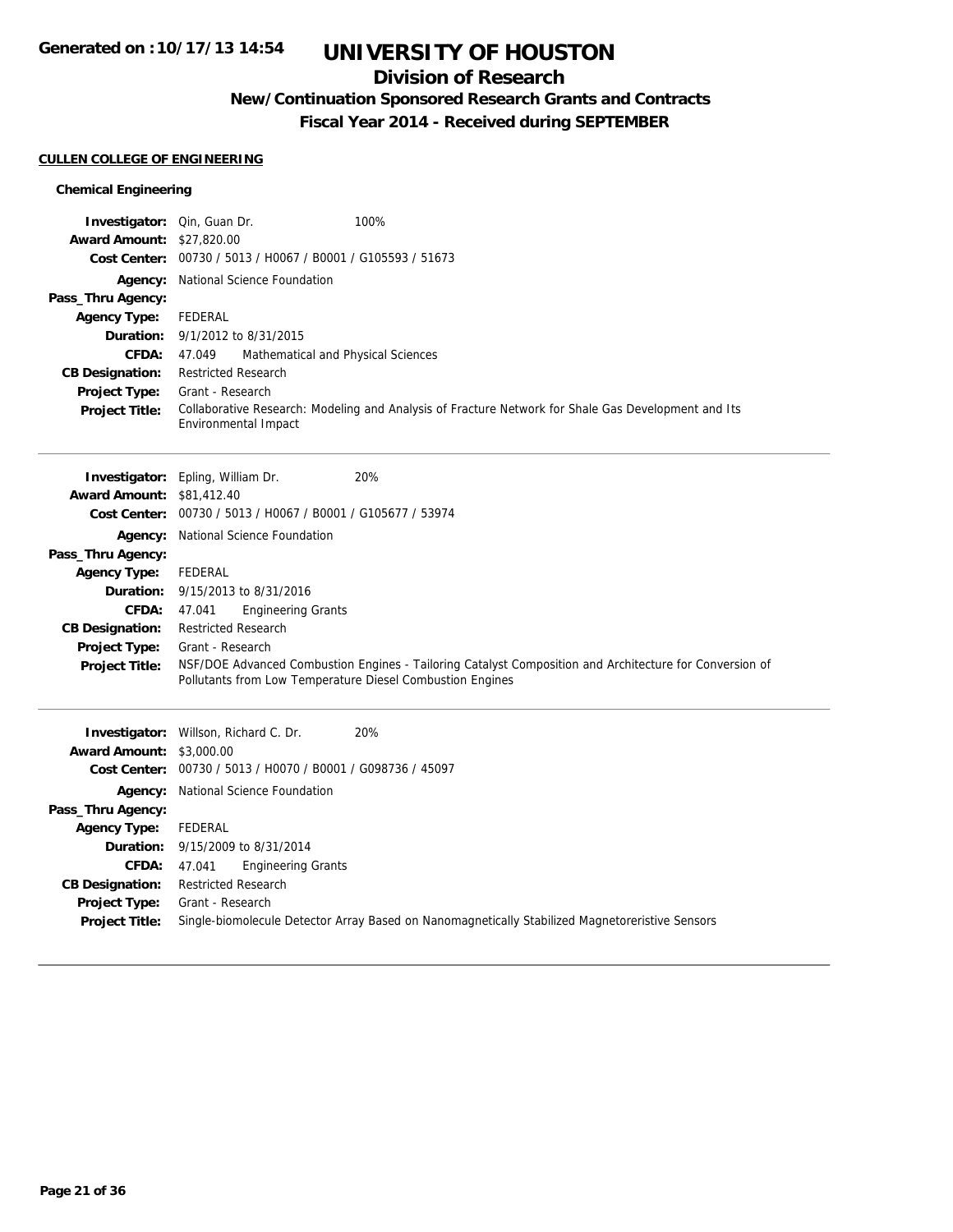# UNIVERSITY OF HOUSTON

## Division of Research

### New/Continuation Sponsored Research Grants and Contracts

### Fiscal Year 2014 - Received during SEPTEMBER

**CULLEN COLLEGE OF ENGINEERING**

**Chemical Engineering**

**Investigator:** Qin, Guan Dr. 100%
**Award Amount:** $27,820.00
**Cost Center:** 00730 / 5013 / H0067 / B0001 / G105593 / 51673
**Agency:** National Science Foundation
**Pass_Thru Agency:**
**Agency Type:** FEDERAL
**Duration:** 9/1/2012 to 8/31/2015
**CFDA:** 47.049 Mathematical and Physical Sciences
**CB Designation:** Restricted Research
**Project Type:** Grant - Research
**Project Title:** Collaborative Research: Modeling and Analysis of Fracture Network for Shale Gas Development and Its Environmental Impact

---

**Investigator:** Epling, William Dr. 20%
**Award Amount:** $81,412.40
**Cost Center:** 00730 / 5013 / H0067 / B0001 / G105677 / 53974
**Agency:** National Science Foundation
**Pass_Thru Agency:**
**Agency Type:** FEDERAL
**Duration:** 9/15/2013 to 8/31/2016
**CFDA:** 47.041 Engineering Grants
**CB Designation:** Restricted Research
**Project Type:** Grant - Research
**Project Title:** NSF/DOE Advanced Combustion Engines - Tailoring Catalyst Composition and Architecture for Conversion of Pollutants from Low Temperature Diesel Combustion Engines

---

**Investigator:** Willson, Richard C. Dr. 20%
**Award Amount:** $3,000.00
**Cost Center:** 00730 / 5013 / H0070 / B0001 / G098736 / 45097
**Agency:** National Science Foundation
**Pass_Thru Agency:**
**Agency Type:** FEDERAL
**Duration:** 9/15/2009 to 8/31/2014
**CFDA:** 47.041 Engineering Grants
**CB Designation:** Restricted Research
**Project Type:** Grant - Research
**Project Title:** Single-biomolecule Detector Array Based on Nanomagnetically Stabilized Magnetoreristive Sensors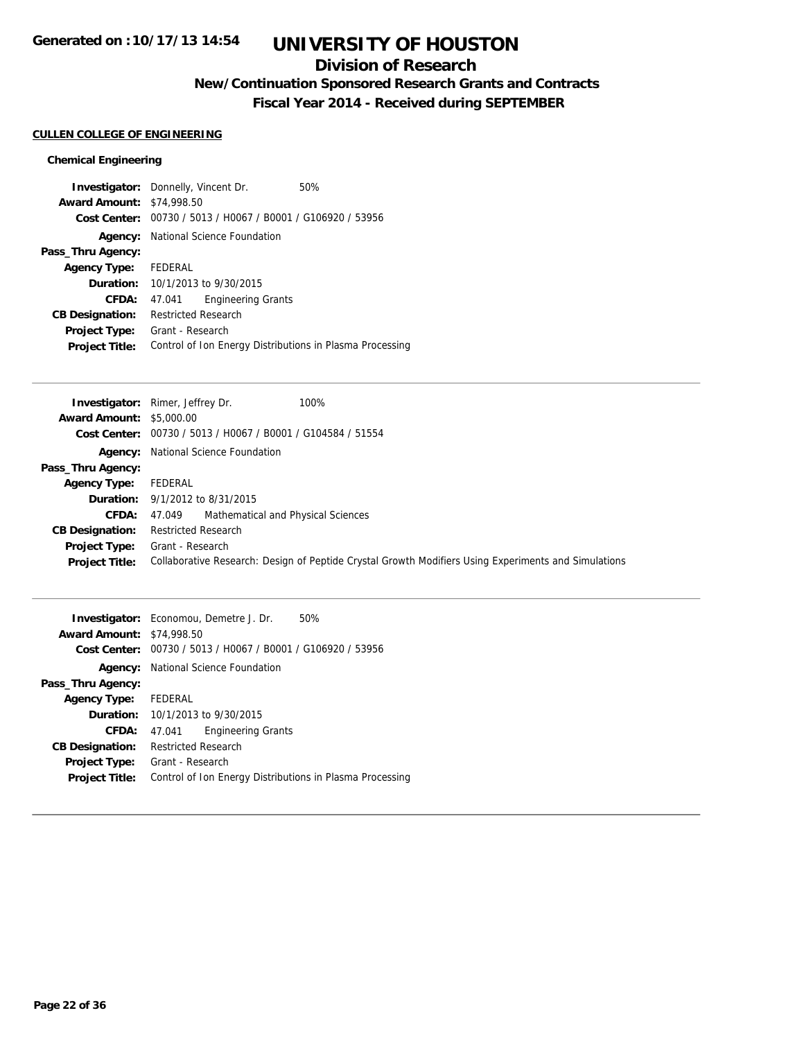# UNIVERSITY OF HOUSTON

## Division of Research

### New/Continuation Sponsored Research Grants and Contracts

### Fiscal Year 2014 - Received during SEPTEMBER

**CULLEN COLLEGE OF ENGINEERING**

**Chemical Engineering**

**Investigator:** Donnelly, Vincent Dr. 50%
**Award Amount:** $74,998.50
**Cost Center:** 00730 / 5013 / H0067 / B0001 / G106920 / 53956
**Agency:** National Science Foundation
**Pass_Thru Agency:**
**Agency Type:** FEDERAL
**Duration:** 10/1/2013 to 9/30/2015
**CFDA:** 47.041 Engineering Grants
**CB Designation:** Restricted Research
**Project Type:** Grant - Research
**Project Title:** Control of Ion Energy Distributions in Plasma Processing

---

**Investigator:** Rimer, Jeffrey Dr. 100%
**Award Amount:** $5,000.00
**Cost Center:** 00730 / 5013 / H0067 / B0001 / G104584 / 51554
**Agency:** National Science Foundation
**Pass_Thru Agency:**
**Agency Type:** FEDERAL
**Duration:** 9/1/2012 to 8/31/2015
**CFDA:** 47.049 Mathematical and Physical Sciences
**CB Designation:** Restricted Research
**Project Type:** Grant - Research
**Project Title:** Collaborative Research: Design of Peptide Crystal Growth Modifiers Using Experiments and Simulations

---

**Investigator:** Economou, Demetre J. Dr. 50%
**Award Amount:** $74,998.50
**Cost Center:** 00730 / 5013 / H0067 / B0001 / G106920 / 53956
**Agency:** National Science Foundation
**Pass_Thru Agency:**
**Agency Type:** FEDERAL
**Duration:** 10/1/2013 to 9/30/2015
**CFDA:** 47.041 Engineering Grants
**CB Designation:** Restricted Research
**Project Type:** Grant - Research
**Project Title:** Control of Ion Energy Distributions in Plasma Processing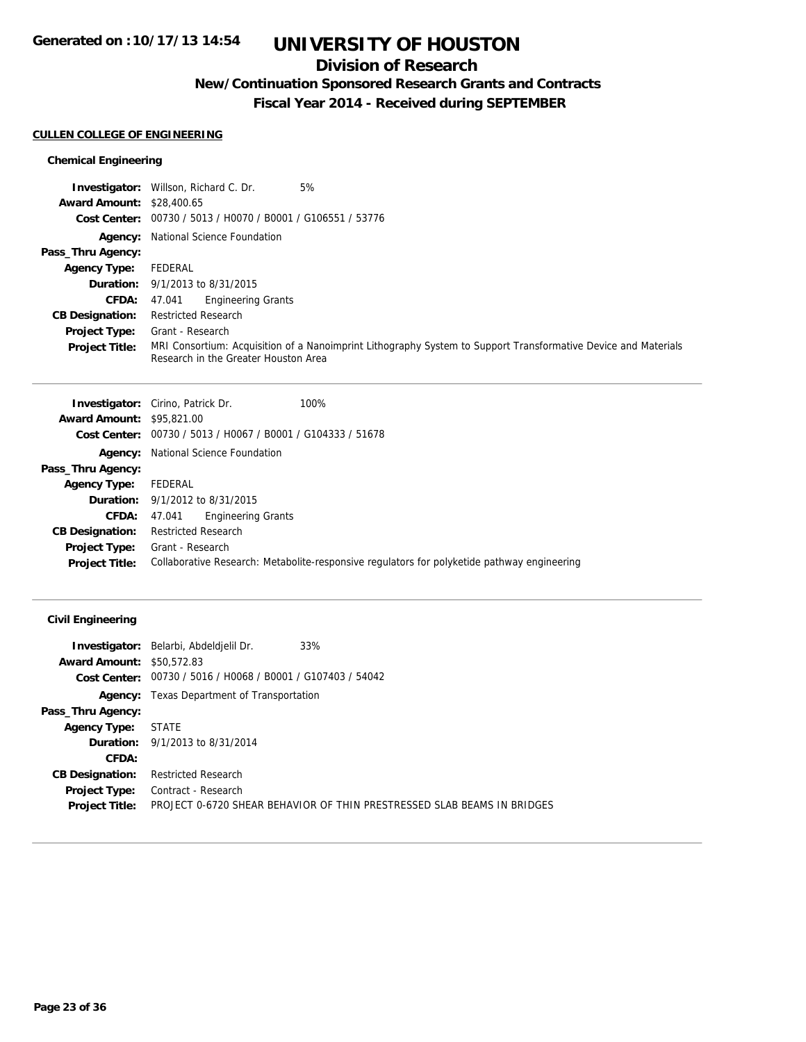**Generated on :10/17/13 14:54**

# UNIVERSITY OF HOUSTON

## Division of Research

### New/Continuation Sponsored Research Grants and Contracts

### Fiscal Year 2014 - Received during SEPTEMBER

#### CULLEN COLLEGE OF ENGINEERING

##### Chemical Engineering

**Investigator:** Willson, Richard C. Dr. 5%
**Award Amount:** $28,400.65
**Cost Center:** 00730 / 5013 / H0070 / B0001 / G106551 / 53776
**Agency:** National Science Foundation
**Pass_Thru Agency:**
**Agency Type:** FEDERAL
**Duration:** 9/1/2013 to 8/31/2015
**CFDA:** 47.041 Engineering Grants
**CB Designation:** Restricted Research
**Project Type:** Grant - Research
**Project Title:** MRI Consortium: Acquisition of a Nanoimprint Lithography System to Support Transformative Device and Materials Research in the Greater Houston Area

---

**Investigator:** Cirino, Patrick Dr. 100%
**Award Amount:** $95,821.00
**Cost Center:** 00730 / 5013 / H0067 / B0001 / G104333 / 51678
**Agency:** National Science Foundation
**Pass_Thru Agency:**
**Agency Type:** FEDERAL
**Duration:** 9/1/2012 to 8/31/2015
**CFDA:** 47.041 Engineering Grants
**CB Designation:** Restricted Research
**Project Type:** Grant - Research
**Project Title:** Collaborative Research: Metabolite-responsive regulators for polyketide pathway engineering

---

##### Civil Engineering

**Investigator:** Belarbi, Abdeldjelil Dr. 33%
**Award Amount:** $50,572.83
**Cost Center:** 00730 / 5016 / H0068 / B0001 / G107403 / 54042
**Agency:** Texas Department of Transportation
**Pass_Thru Agency:**
**Agency Type:** STATE
**Duration:** 9/1/2013 to 8/31/2014
**CFDA:**
**CB Designation:** Restricted Research
**Project Type:** Contract - Research
**Project Title:** PROJECT 0-6720 SHEAR BEHAVIOR OF THIN PRESTRESSED SLAB BEAMS IN BRIDGES

---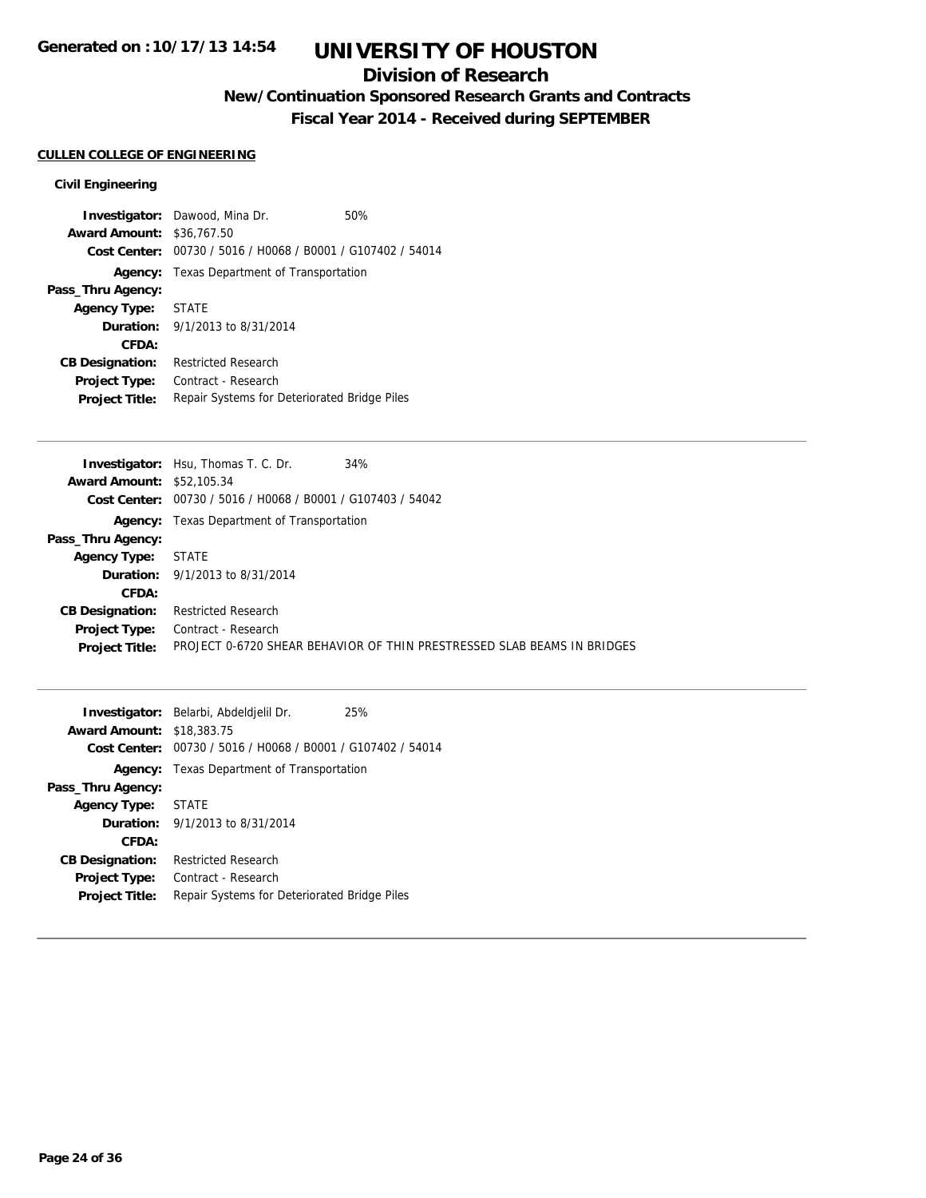# UNIVERSITY OF HOUSTON

## Division of Research

### New/Continuation Sponsored Research Grants and Contracts

### Fiscal Year 2014 - Received during SEPTEMBER

**CULLEN COLLEGE OF ENGINEERING**

**Civil Engineering**

**Investigator:** Dawood, Mina Dr. 50%
**Award Amount:** $36,767.50
**Cost Center:** 00730 / 5016 / H0068 / B0001 / G107402 / 54014
**Agency:** Texas Department of Transportation
**Pass_Thru Agency:**
**Agency Type:** STATE
**Duration:** 9/1/2013 to 8/31/2014
**CFDA:**
**CB Designation:** Restricted Research
**Project Type:** Contract - Research
**Project Title:** Repair Systems for Deteriorated Bridge Piles

---

**Investigator:** Hsu, Thomas T. C. Dr. 34%
**Award Amount:** $52,105.34
**Cost Center:** 00730 / 5016 / H0068 / B0001 / G107403 / 54042
**Agency:** Texas Department of Transportation
**Pass_Thru Agency:**
**Agency Type:** STATE
**Duration:** 9/1/2013 to 8/31/2014
**CFDA:**
**CB Designation:** Restricted Research
**Project Type:** Contract - Research
**Project Title:** PROJECT 0-6720 SHEAR BEHAVIOR OF THIN PRESTRESSED SLAB BEAMS IN BRIDGES

---

**Investigator:** Belarbi, Abdeldjelil Dr. 25%
**Award Amount:** $18,383.75
**Cost Center:** 00730 / 5016 / H0068 / B0001 / G107402 / 54014
**Agency:** Texas Department of Transportation
**Pass_Thru Agency:**
**Agency Type:** STATE
**Duration:** 9/1/2013 to 8/31/2014
**CFDA:**
**CB Designation:** Restricted Research
**Project Type:** Contract - Research
**Project Title:** Repair Systems for Deteriorated Bridge Piles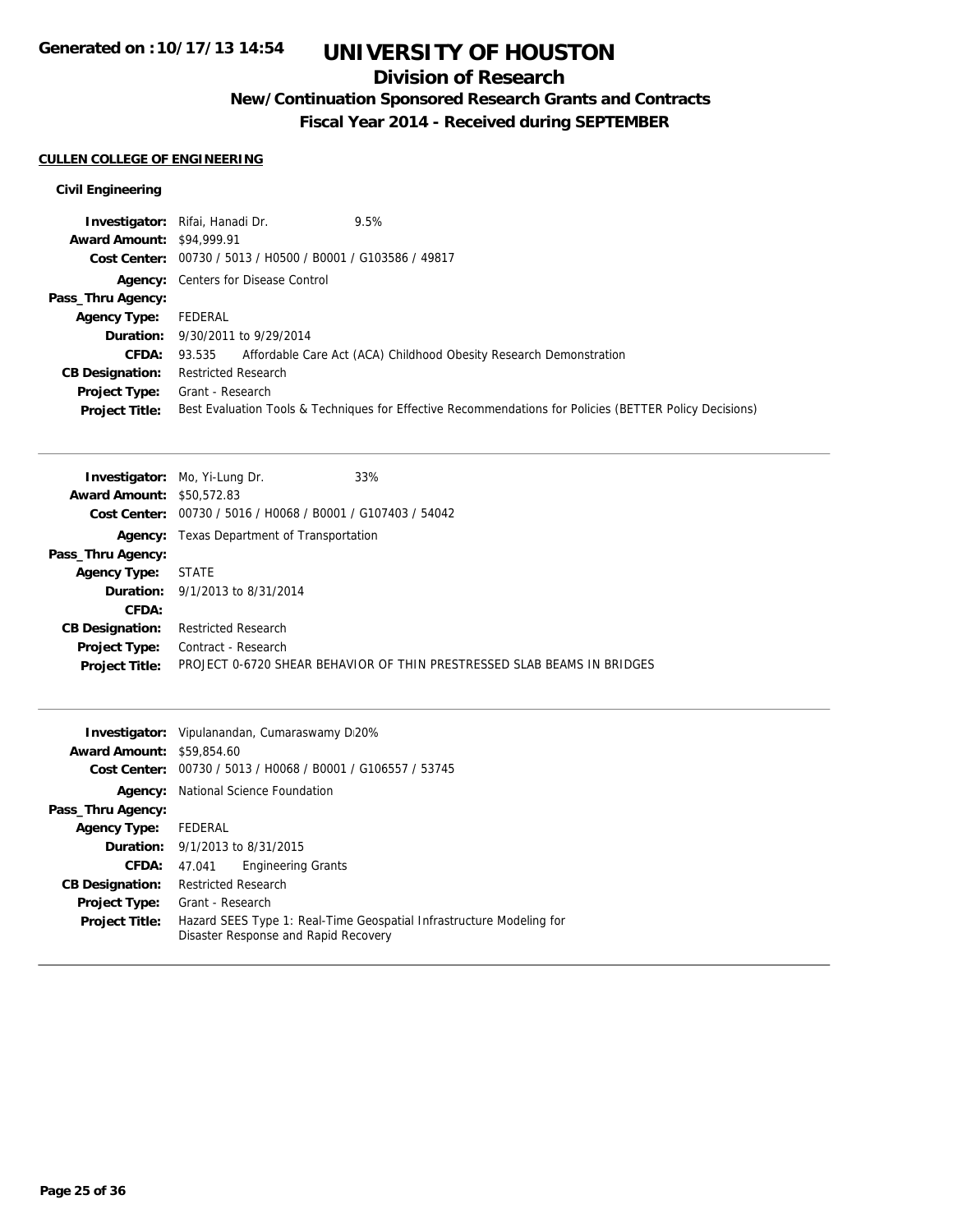# UNIVERSITY OF HOUSTON

## Division of Research

### New/Continuation Sponsored Research Grants and Contracts

### Fiscal Year 2014 - Received during SEPTEMBER

Generated on :10/17/13 14:54

**CULLEN COLLEGE OF ENGINEERING**

**Civil Engineering**

| | |
|---|---|
| **Investigator:** | Rifai, Hanadi Dr. 9.5% |
| **Award Amount:** | $94,999.91 |
| **Cost Center:** | 00730 / 5013 / H0500 / B0001 / G103586 / 49817 |
| **Agency:** | Centers for Disease Control |
| **Pass_Thru Agency:** | |
| **Agency Type:** | FEDERAL |
| **Duration:** | 9/30/2011 to 9/29/2014 |
| **CFDA:** | 93.535 Affordable Care Act (ACA) Childhood Obesity Research Demonstration |
| **CB Designation:** | Restricted Research |
| **Project Type:** | Grant - Research |
| **Project Title:** | Best Evaluation Tools & Techniques for Effective Recommendations for Policies (BETTER Policy Decisions) |

---

| | |
|---|---|
| **Investigator:** | Mo, Yi-Lung Dr. 33% |
| **Award Amount:** | $50,572.83 |
| **Cost Center:** | 00730 / 5016 / H0068 / B0001 / G107403 / 54042 |
| **Agency:** | Texas Department of Transportation |
| **Pass_Thru Agency:** | |
| **Agency Type:** | STATE |
| **Duration:** | 9/1/2013 to 8/31/2014 |
| **CFDA:** | |
| **CB Designation:** | Restricted Research |
| **Project Type:** | Contract - Research |
| **Project Title:** | PROJECT 0-6720 SHEAR BEHAVIOR OF THIN PRESTRESSED SLAB BEAMS IN BRIDGES |

---

| | |
|---|---|
| **Investigator:** | Vipulanandan, Cumaraswamy D 20% |
| **Award Amount:** | $59,854.60 |
| **Cost Center:** | 00730 / 5013 / H0068 / B0001 / G106557 / 53745 |
| **Agency:** | National Science Foundation |
| **Pass_Thru Agency:** | |
| **Agency Type:** | FEDERAL |
| **Duration:** | 9/1/2013 to 8/31/2015 |
| **CFDA:** | 47.041 Engineering Grants |
| **CB Designation:** | Restricted Research |
| **Project Type:** | Grant - Research |
| **Project Title:** | Hazard SEES Type 1: Real-Time Geospatial Infrastructure Modeling for Disaster Response and Rapid Recovery |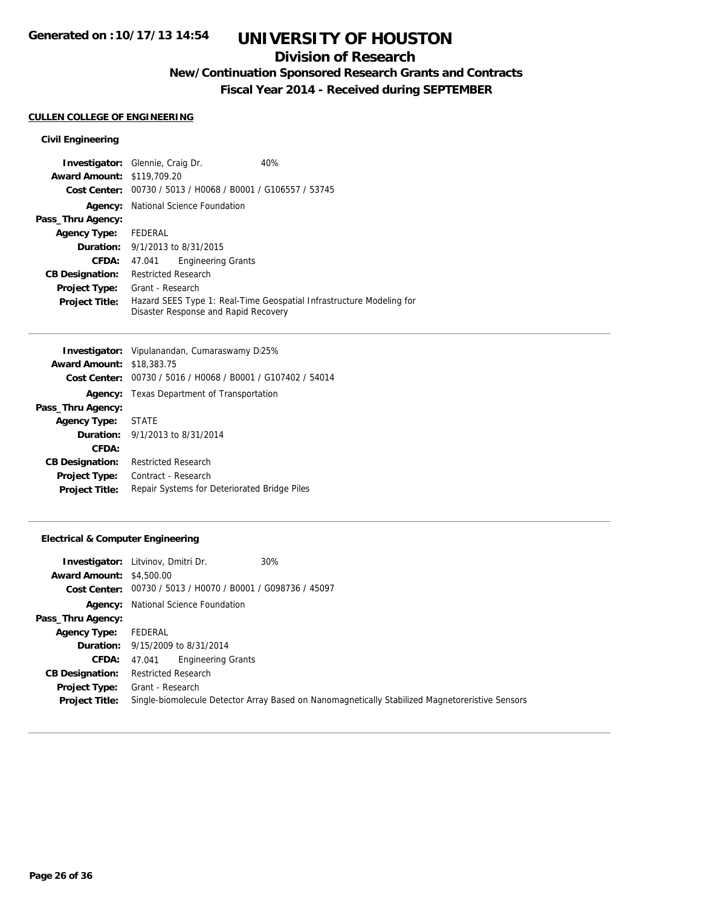# UNIVERSITY OF HOUSTON

## Division of Research

### New/Continuation Sponsored Research Grants and Contracts

### Fiscal Year 2014 - Received during SEPTEMBER

Generated on :10/17/13 14:54

**CULLEN COLLEGE OF ENGINEERING**

#### Civil Engineering

**Investigator:** Glennie, Craig Dr. 40%
**Award Amount:** $119,709.20
**Cost Center:** 00730 / 5013 / H0068 / B0001 / G106557 / 53745
**Agency:** National Science Foundation
**Pass_Thru Agency:**
**Agency Type:** FEDERAL
**Duration:** 9/1/2013 to 8/31/2015
**CFDA:** 47.041 Engineering Grants
**CB Designation:** Restricted Research
**Project Type:** Grant - Research
**Project Title:** Hazard SEES Type 1: Real-Time Geospatial Infrastructure Modeling for Disaster Response and Rapid Recovery

---

**Investigator:** Vipulanandan, Cumaraswamy Di25%
**Award Amount:** $18,383.75
**Cost Center:** 00730 / 5016 / H0068 / B0001 / G107402 / 54014
**Agency:** Texas Department of Transportation
**Pass_Thru Agency:**
**Agency Type:** STATE
**Duration:** 9/1/2013 to 8/31/2014
**CFDA:**
**CB Designation:** Restricted Research
**Project Type:** Contract - Research
**Project Title:** Repair Systems for Deteriorated Bridge Piles

---

#### Electrical & Computer Engineering

**Investigator:** Litvinov, Dmitri Dr. 30%
**Award Amount:** $4,500.00
**Cost Center:** 00730 / 5013 / H0070 / B0001 / G098736 / 45097
**Agency:** National Science Foundation
**Pass_Thru Agency:**
**Agency Type:** FEDERAL
**Duration:** 9/15/2009 to 8/31/2014
**CFDA:** 47.041 Engineering Grants
**CB Designation:** Restricted Research
**Project Type:** Grant - Research
**Project Title:** Single-biomolecule Detector Array Based on Nanomagnetically Stabilized Magnetoreristive Sensors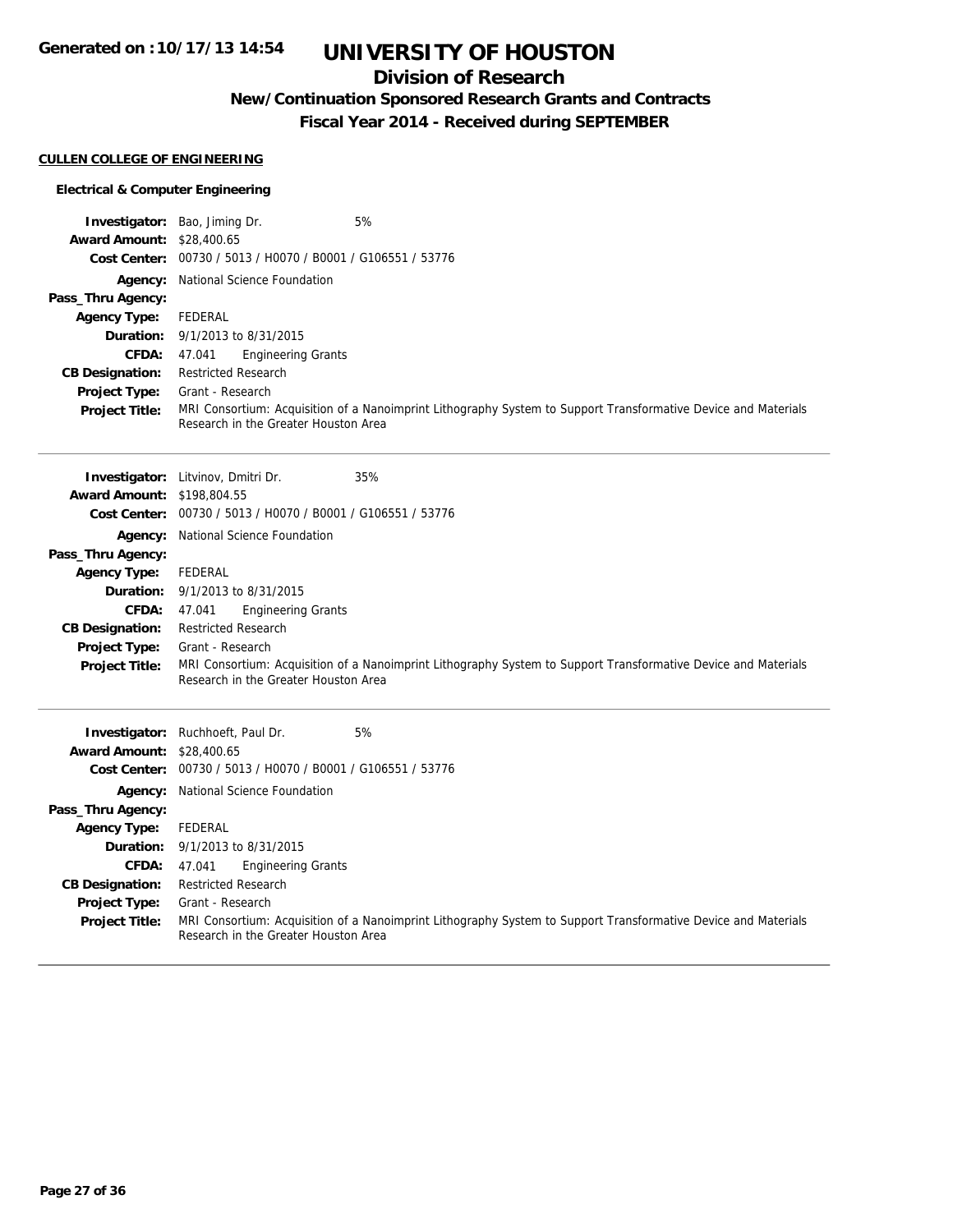**Generated on :10/17/13 14:54**

# UNIVERSITY OF HOUSTON

## Division of Research

### New/Continuation Sponsored Research Grants and Contracts

### Fiscal Year 2014 - Received during SEPTEMBER

**CULLEN COLLEGE OF ENGINEERING**

**Electrical & Computer Engineering**

**Investigator:** Bao, Jiming Dr. 5%
**Award Amount:** $28,400.65
**Cost Center:** 00730 / 5013 / H0070 / B0001 / G106551 / 53776
**Agency:** National Science Foundation
**Pass_Thru Agency:**
**Agency Type:** FEDERAL
**Duration:** 9/1/2013 to 8/31/2015
**CFDA:** 47.041 Engineering Grants
**CB Designation:** Restricted Research
**Project Type:** Grant - Research
**Project Title:** MRI Consortium: Acquisition of a Nanoimprint Lithography System to Support Transformative Device and Materials Research in the Greater Houston Area

---

**Investigator:** Litvinov, Dmitri Dr. 35%
**Award Amount:** $198,804.55
**Cost Center:** 00730 / 5013 / H0070 / B0001 / G106551 / 53776
**Agency:** National Science Foundation
**Pass_Thru Agency:**
**Agency Type:** FEDERAL
**Duration:** 9/1/2013 to 8/31/2015
**CFDA:** 47.041 Engineering Grants
**CB Designation:** Restricted Research
**Project Type:** Grant - Research
**Project Title:** MRI Consortium: Acquisition of a Nanoimprint Lithography System to Support Transformative Device and Materials Research in the Greater Houston Area

---

**Investigator:** Ruchhoeft, Paul Dr. 5%
**Award Amount:** $28,400.65
**Cost Center:** 00730 / 5013 / H0070 / B0001 / G106551 / 53776
**Agency:** National Science Foundation
**Pass_Thru Agency:**
**Agency Type:** FEDERAL
**Duration:** 9/1/2013 to 8/31/2015
**CFDA:** 47.041 Engineering Grants
**CB Designation:** Restricted Research
**Project Type:** Grant - Research
**Project Title:** MRI Consortium: Acquisition of a Nanoimprint Lithography System to Support Transformative Device and Materials Research in the Greater Houston Area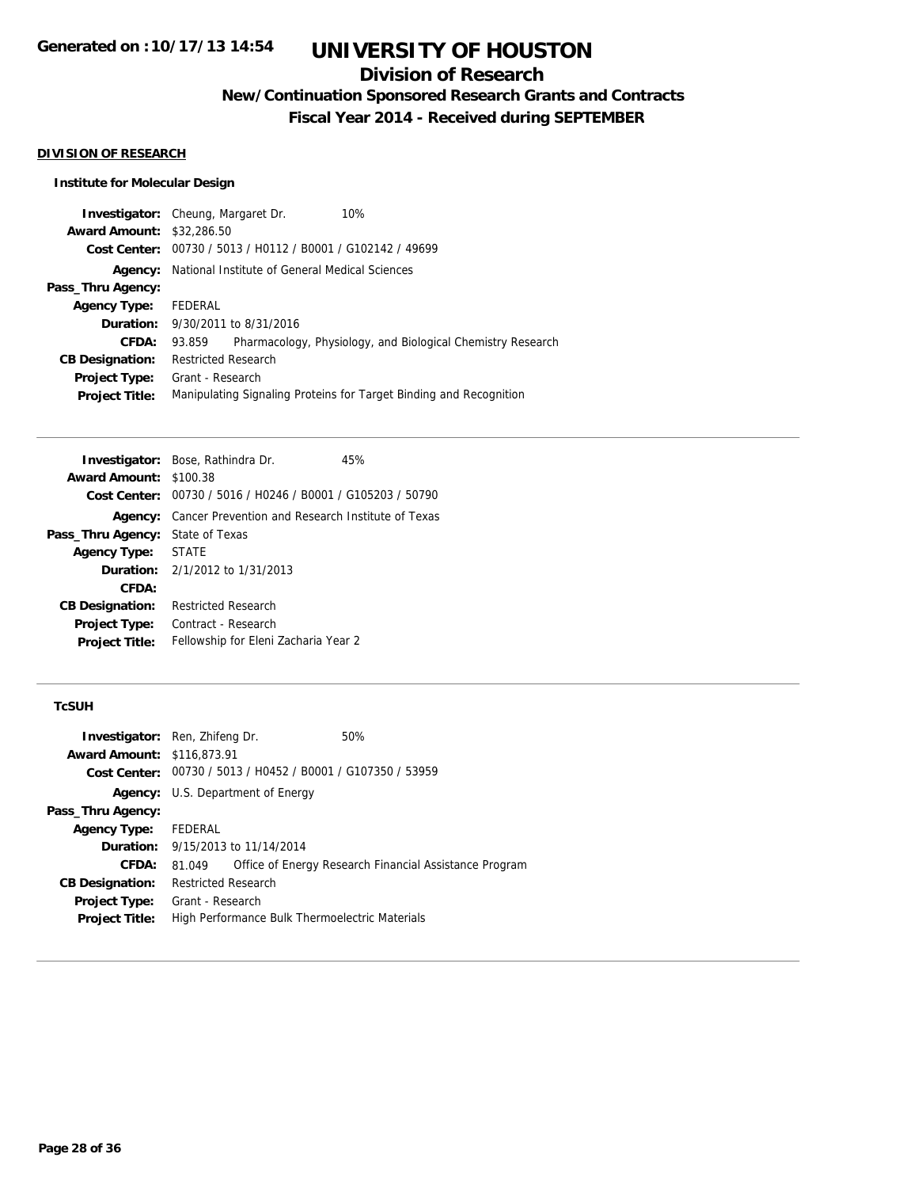**Generated on :10/17/13 14:54**

# UNIVERSITY OF HOUSTON

## Division of Research

### New/Continuation Sponsored Research Grants and Contracts

### Fiscal Year 2014 - Received during SEPTEMBER

**DIVISION OF RESEARCH**

**Institute for Molecular Design**

| | |
|---|---|
| **Investigator:** | Cheung, Margaret Dr. 10% |
| **Award Amount:** | $32,286.50 |
| **Cost Center:** | 00730 / 5013 / H0112 / B0001 / G102142 / 49699 |
| **Agency:** | National Institute of General Medical Sciences |
| **Pass_Thru Agency:** | |
| **Agency Type:** | FEDERAL |
| **Duration:** | 9/30/2011 to 8/31/2016 |
| **CFDA:** | 93.859 Pharmacology, Physiology, and Biological Chemistry Research |
| **CB Designation:** | Restricted Research |
| **Project Type:** | Grant - Research |
| **Project Title:** | Manipulating Signaling Proteins for Target Binding and Recognition |

| | |
|---|---|
| **Investigator:** | Bose, Rathindra Dr. 45% |
| **Award Amount:** | $100.38 |
| **Cost Center:** | 00730 / 5016 / H0246 / B0001 / G105203 / 50790 |
| **Agency:** | Cancer Prevention and Research Institute of Texas |
| **Pass_Thru Agency:** | State of Texas |
| **Agency Type:** | STATE |
| **Duration:** | 2/1/2012 to 1/31/2013 |
| **CFDA:** | |
| **CB Designation:** | Restricted Research |
| **Project Type:** | Contract - Research |
| **Project Title:** | Fellowship for Eleni Zacharia Year 2 |

**TcSUH**

| | |
|---|---|
| **Investigator:** | Ren, Zhifeng Dr. 50% |
| **Award Amount:** | $116,873.91 |
| **Cost Center:** | 00730 / 5013 / H0452 / B0001 / G107350 / 53959 |
| **Agency:** | U.S. Department of Energy |
| **Pass_Thru Agency:** | |
| **Agency Type:** | FEDERAL |
| **Duration:** | 9/15/2013 to 11/14/2014 |
| **CFDA:** | 81.049 Office of Energy Research Financial Assistance Program |
| **CB Designation:** | Restricted Research |
| **Project Type:** | Grant - Research |
| **Project Title:** | High Performance Bulk Thermoelectric Materials |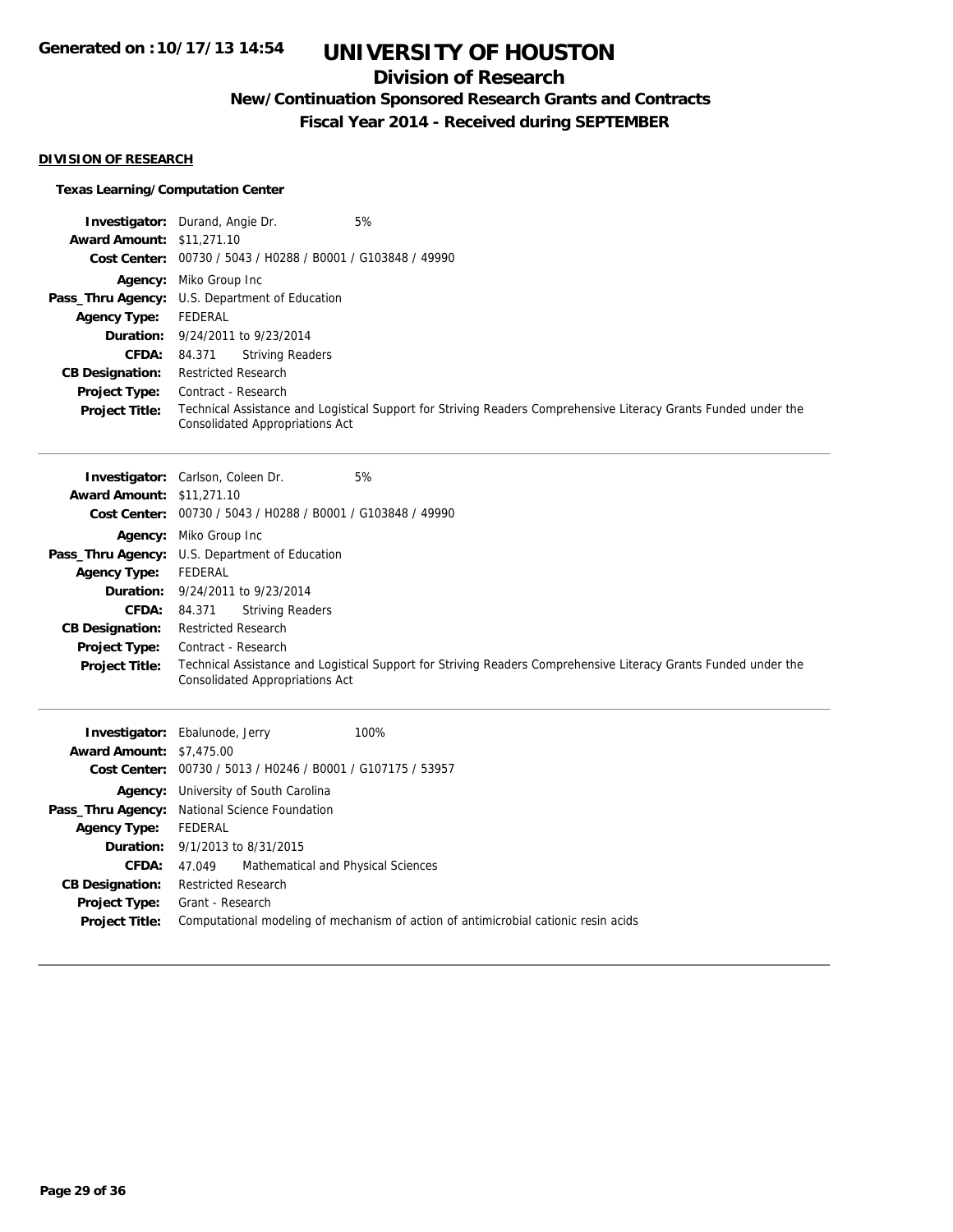# UNIVERSITY OF HOUSTON

## Division of Research

### New/Continuation Sponsored Research Grants and Contracts

### Fiscal Year 2014 - Received during SEPTEMBER

**Generated on :10/17/13 14:54**

**DIVISION OF RESEARCH**

**Texas Learning/Computation Center**

**Investigator:** Durand, Angie Dr. 5%
**Award Amount:** $11,271.10
**Cost Center:** 00730 / 5043 / H0288 / B0001 / G103848 / 49990
**Agency:** Miko Group Inc
**Pass_Thru Agency:** U.S. Department of Education
**Agency Type:** FEDERAL
**Duration:** 9/24/2011 to 9/23/2014
**CFDA:** 84.371 Striving Readers
**CB Designation:** Restricted Research
**Project Type:** Contract - Research
**Project Title:** Technical Assistance and Logistical Support for Striving Readers Comprehensive Literacy Grants Funded under the Consolidated Appropriations Act

---

**Investigator:** Carlson, Coleen Dr. 5%
**Award Amount:** $11,271.10
**Cost Center:** 00730 / 5043 / H0288 / B0001 / G103848 / 49990
**Agency:** Miko Group Inc
**Pass_Thru Agency:** U.S. Department of Education
**Agency Type:** FEDERAL
**Duration:** 9/24/2011 to 9/23/2014
**CFDA:** 84.371 Striving Readers
**CB Designation:** Restricted Research
**Project Type:** Contract - Research
**Project Title:** Technical Assistance and Logistical Support for Striving Readers Comprehensive Literacy Grants Funded under the Consolidated Appropriations Act

---

**Investigator:** Ebalunode, Jerry 100%
**Award Amount:** $7,475.00
**Cost Center:** 00730 / 5013 / H0246 / B0001 / G107175 / 53957
**Agency:** University of South Carolina
**Pass_Thru Agency:** National Science Foundation
**Agency Type:** FEDERAL
**Duration:** 9/1/2013 to 8/31/2015
**CFDA:** 47.049 Mathematical and Physical Sciences
**CB Designation:** Restricted Research
**Project Type:** Grant - Research
**Project Title:** Computational modeling of mechanism of action of antimicrobial cationic resin acids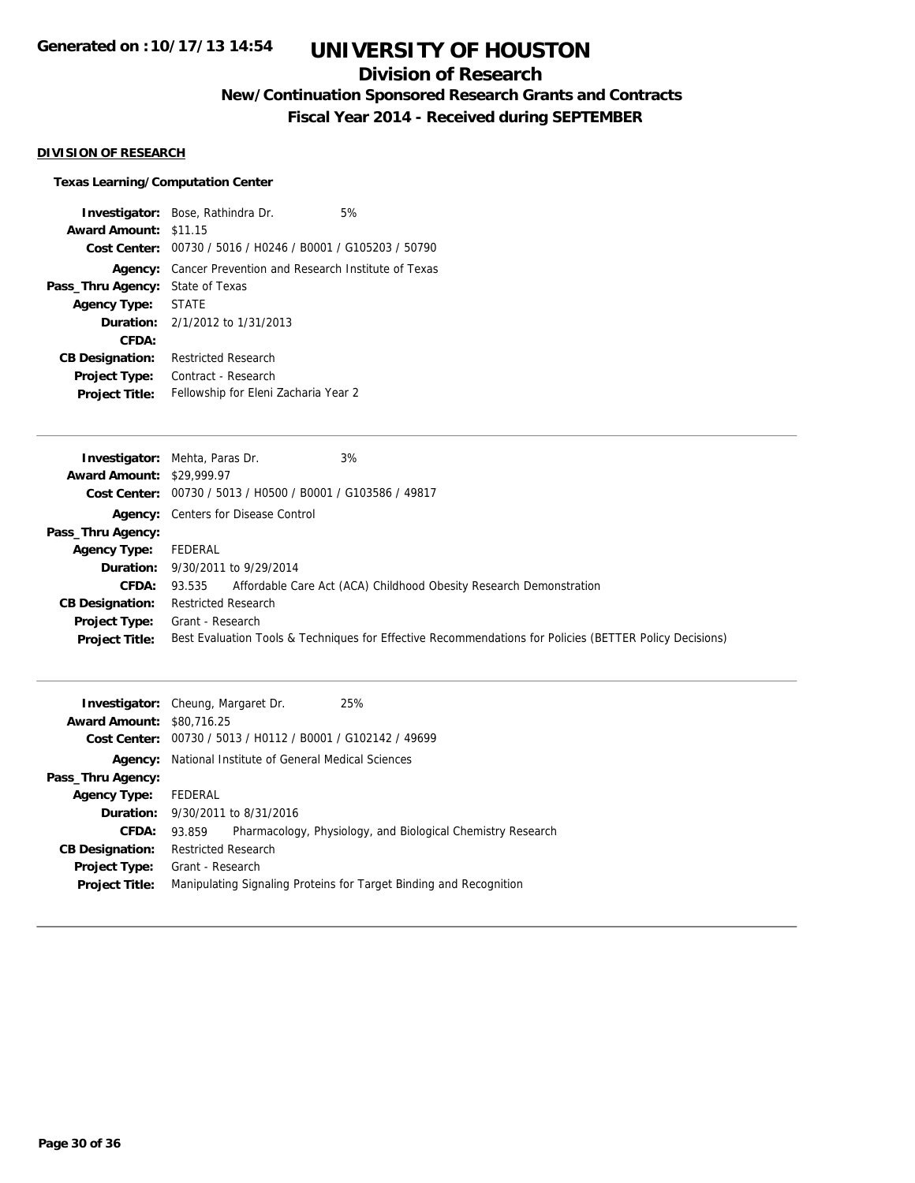# UNIVERSITY OF HOUSTON

## Division of Research

### New/Continuation Sponsored Research Grants and Contracts

### Fiscal Year 2014 - Received during SEPTEMBER

**DIVISION OF RESEARCH**

**Texas Learning/Computation Center**

**Investigator:** Bose, Rathindra Dr. 5%
**Award Amount:** $11.15
**Cost Center:** 00730 / 5016 / H0246 / B0001 / G105203 / 50790
**Agency:** Cancer Prevention and Research Institute of Texas
**Pass_Thru Agency:** State of Texas
**Agency Type:** STATE
**Duration:** 2/1/2012 to 1/31/2013
**CFDA:**
**CB Designation:** Restricted Research
**Project Type:** Contract - Research
**Project Title:** Fellowship for Eleni Zacharia Year 2

---

**Investigator:** Mehta, Paras Dr. 3%
**Award Amount:** $29,999.97
**Cost Center:** 00730 / 5013 / H0500 / B0001 / G103586 / 49817
**Agency:** Centers for Disease Control
**Pass_Thru Agency:**
**Agency Type:** FEDERAL
**Duration:** 9/30/2011 to 9/29/2014
**CFDA:** 93.535 Affordable Care Act (ACA) Childhood Obesity Research Demonstration
**CB Designation:** Restricted Research
**Project Type:** Grant - Research
**Project Title:** Best Evaluation Tools & Techniques for Effective Recommendations for Policies (BETTER Policy Decisions)

---

**Investigator:** Cheung, Margaret Dr. 25%
**Award Amount:** $80,716.25
**Cost Center:** 00730 / 5013 / H0112 / B0001 / G102142 / 49699
**Agency:** National Institute of General Medical Sciences
**Pass_Thru Agency:**
**Agency Type:** FEDERAL
**Duration:** 9/30/2011 to 8/31/2016
**CFDA:** 93.859 Pharmacology, Physiology, and Biological Chemistry Research
**CB Designation:** Restricted Research
**Project Type:** Grant - Research
**Project Title:** Manipulating Signaling Proteins for Target Binding and Recognition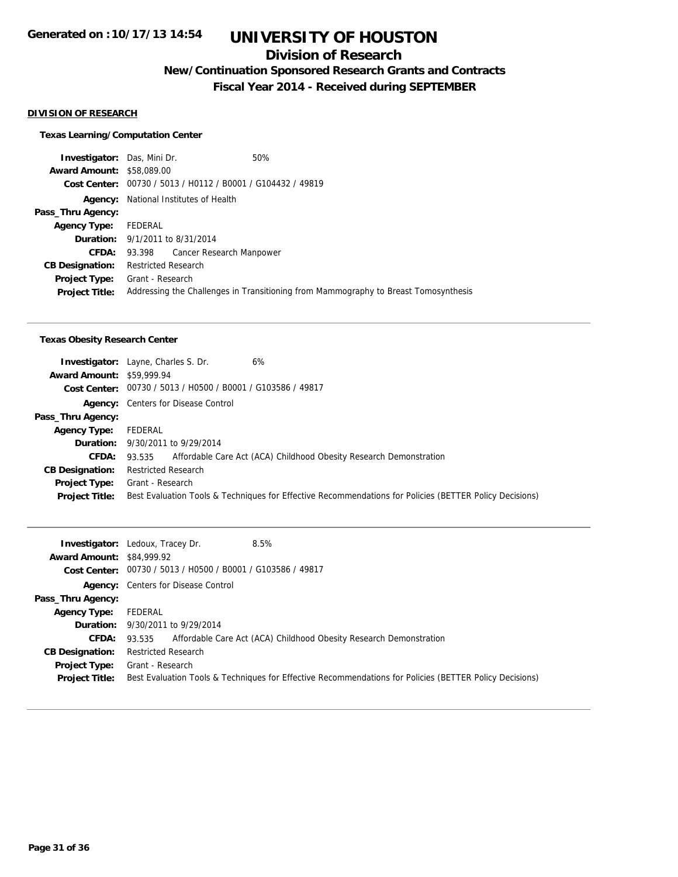# UNIVERSITY OF HOUSTON

## Division of Research

### New/Continuation Sponsored Research Grants and Contracts

### Fiscal Year 2014 - Received during SEPTEMBER

Generated on :10/17/13 14:54

**DIVISION OF RESEARCH**

**Texas Learning/Computation Center**

| | |
|---|---|
| **Investigator:** | Das, Mini Dr. 50% |
| **Award Amount:** | $58,089.00 |
| **Cost Center:** | 00730 / 5013 / H0112 / B0001 / G104432 / 49819 |
| **Agency:** | National Institutes of Health |
| **Pass_Thru Agency:** | |
| **Agency Type:** | FEDERAL |
| **Duration:** | 9/1/2011 to 8/31/2014 |
| **CFDA:** | 93.398 Cancer Research Manpower |
| **CB Designation:** | Restricted Research |
| **Project Type:** | Grant - Research |
| **Project Title:** | Addressing the Challenges in Transitioning from Mammography to Breast Tomosynthesis |

**Texas Obesity Research Center**

| | |
|---|---|
| **Investigator:** | Layne, Charles S. Dr. 6% |
| **Award Amount:** | $59,999.94 |
| **Cost Center:** | 00730 / 5013 / H0500 / B0001 / G103586 / 49817 |
| **Agency:** | Centers for Disease Control |
| **Pass_Thru Agency:** | |
| **Agency Type:** | FEDERAL |
| **Duration:** | 9/30/2011 to 9/29/2014 |
| **CFDA:** | 93.535 Affordable Care Act (ACA) Childhood Obesity Research Demonstration |
| **CB Designation:** | Restricted Research |
| **Project Type:** | Grant - Research |
| **Project Title:** | Best Evaluation Tools & Techniques for Effective Recommendations for Policies (BETTER Policy Decisions) |

| | |
|---|---|
| **Investigator:** | Ledoux, Tracey Dr. 8.5% |
| **Award Amount:** | $84,999.92 |
| **Cost Center:** | 00730 / 5013 / H0500 / B0001 / G103586 / 49817 |
| **Agency:** | Centers for Disease Control |
| **Pass_Thru Agency:** | |
| **Agency Type:** | FEDERAL |
| **Duration:** | 9/30/2011 to 9/29/2014 |
| **CFDA:** | 93.535 Affordable Care Act (ACA) Childhood Obesity Research Demonstration |
| **CB Designation:** | Restricted Research |
| **Project Type:** | Grant - Research |
| **Project Title:** | Best Evaluation Tools & Techniques for Effective Recommendations for Policies (BETTER Policy Decisions) |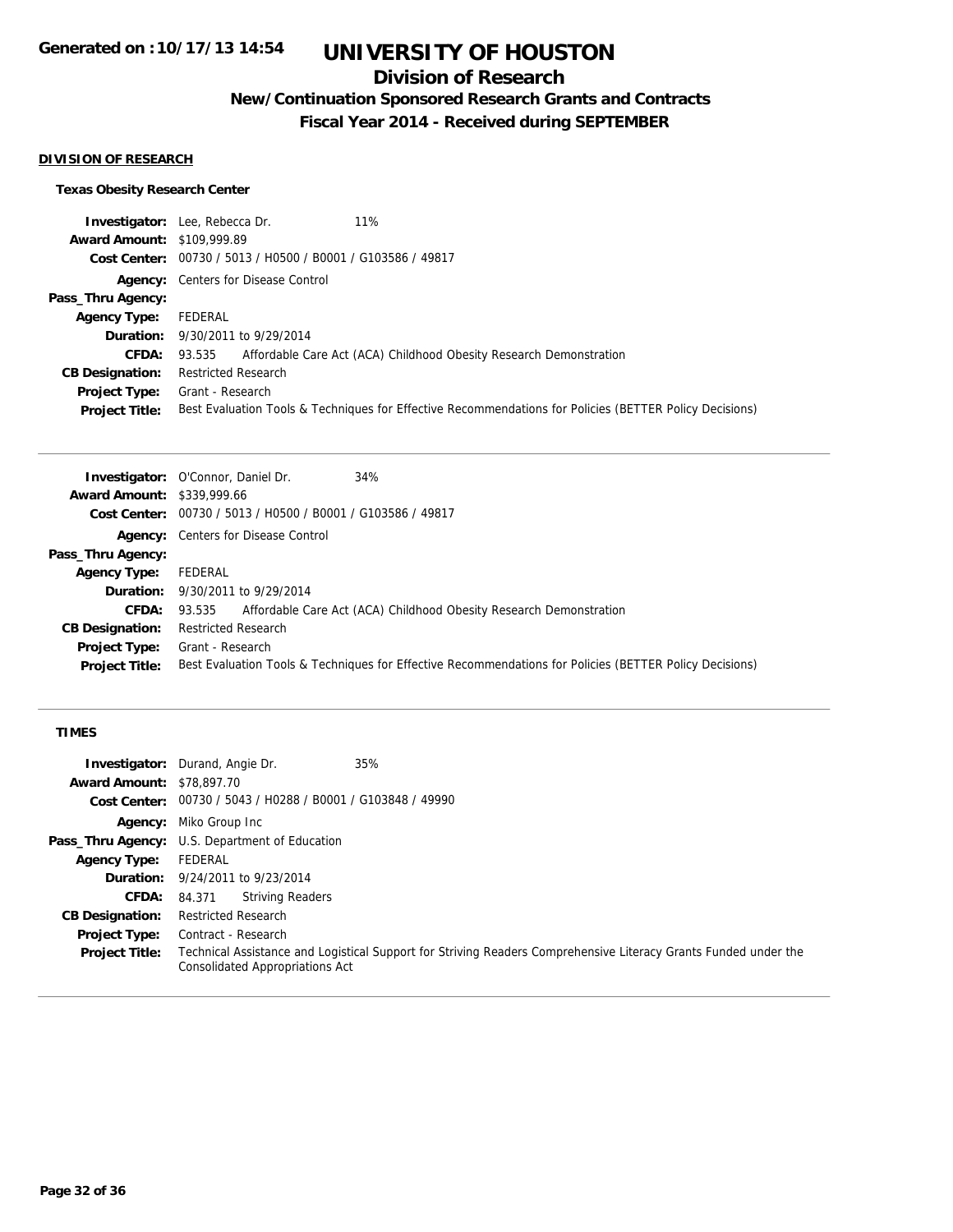# UNIVERSITY OF HOUSTON

## Division of Research

### New/Continuation Sponsored Research Grants and Contracts

### Fiscal Year 2014 - Received during SEPTEMBER

**Generated on :10/17/13 14:54**

#### DIVISION OF RESEARCH

**Texas Obesity Research Center**

**Investigator:** Lee, Rebecca Dr. 11%
**Award Amount:** $109,999.89
**Cost Center:** 00730 / 5013 / H0500 / B0001 / G103586 / 49817
**Agency:** Centers for Disease Control
**Pass_Thru Agency:**
**Agency Type:** FEDERAL
**Duration:** 9/30/2011 to 9/29/2014
**CFDA:** 93.535 Affordable Care Act (ACA) Childhood Obesity Research Demonstration
**CB Designation:** Restricted Research
**Project Type:** Grant - Research
**Project Title:** Best Evaluation Tools & Techniques for Effective Recommendations for Policies (BETTER Policy Decisions)

---

**Investigator:** O'Connor, Daniel Dr. 34%
**Award Amount:** $339,999.66
**Cost Center:** 00730 / 5013 / H0500 / B0001 / G103586 / 49817
**Agency:** Centers for Disease Control
**Pass_Thru Agency:**
**Agency Type:** FEDERAL
**Duration:** 9/30/2011 to 9/29/2014
**CFDA:** 93.535 Affordable Care Act (ACA) Childhood Obesity Research Demonstration
**CB Designation:** Restricted Research
**Project Type:** Grant - Research
**Project Title:** Best Evaluation Tools & Techniques for Effective Recommendations for Policies (BETTER Policy Decisions)

---

**TIMES**

**Investigator:** Durand, Angie Dr. 35%
**Award Amount:** $78,897.70
**Cost Center:** 00730 / 5043 / H0288 / B0001 / G103848 / 49990
**Agency:** Miko Group Inc
**Pass_Thru Agency:** U.S. Department of Education
**Agency Type:** FEDERAL
**Duration:** 9/24/2011 to 9/23/2014
**CFDA:** 84.371 Striving Readers
**CB Designation:** Restricted Research
**Project Type:** Contract - Research
**Project Title:** Technical Assistance and Logistical Support for Striving Readers Comprehensive Literacy Grants Funded under the Consolidated Appropriations Act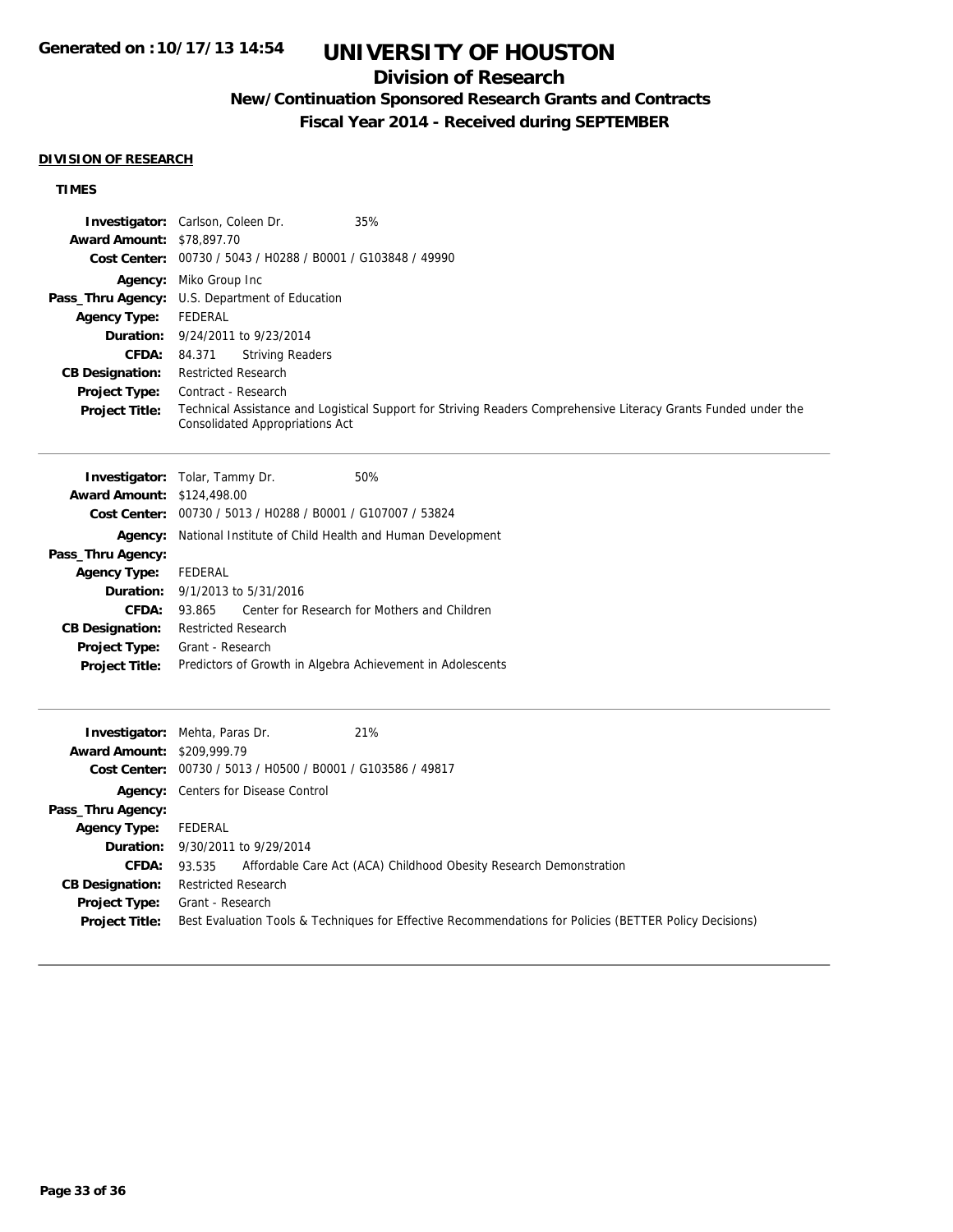# UNIVERSITY OF HOUSTON

## Division of Research

### New/Continuation Sponsored Research Grants and Contracts

### Fiscal Year 2014 - Received during SEPTEMBER

**DIVISION OF RESEARCH**

**TIMES**

**Investigator:** Carlson, Coleen Dr. 35%
**Award Amount:** $78,897.70
**Cost Center:** 00730 / 5043 / H0288 / B0001 / G103848 / 49990
**Agency:** Miko Group Inc
**Pass_Thru Agency:** U.S. Department of Education
**Agency Type:** FEDERAL
**Duration:** 9/24/2011 to 9/23/2014
**CFDA:** 84.371 Striving Readers
**CB Designation:** Restricted Research
**Project Type:** Contract - Research
**Project Title:** Technical Assistance and Logistical Support for Striving Readers Comprehensive Literacy Grants Funded under the Consolidated Appropriations Act

---

**Investigator:** Tolar, Tammy Dr. 50%
**Award Amount:** $124,498.00
**Cost Center:** 00730 / 5013 / H0288 / B0001 / G107007 / 53824
**Agency:** National Institute of Child Health and Human Development
**Pass_Thru Agency:**
**Agency Type:** FEDERAL
**Duration:** 9/1/2013 to 5/31/2016
**CFDA:** 93.865 Center for Research for Mothers and Children
**CB Designation:** Restricted Research
**Project Type:** Grant - Research
**Project Title:** Predictors of Growth in Algebra Achievement in Adolescents

---

**Investigator:** Mehta, Paras Dr. 21%
**Award Amount:** $209,999.79
**Cost Center:** 00730 / 5013 / H0500 / B0001 / G103586 / 49817
**Agency:** Centers for Disease Control
**Pass_Thru Agency:**
**Agency Type:** FEDERAL
**Duration:** 9/30/2011 to 9/29/2014
**CFDA:** 93.535 Affordable Care Act (ACA) Childhood Obesity Research Demonstration
**CB Designation:** Restricted Research
**Project Type:** Grant - Research
**Project Title:** Best Evaluation Tools & Techniques for Effective Recommendations for Policies (BETTER Policy Decisions)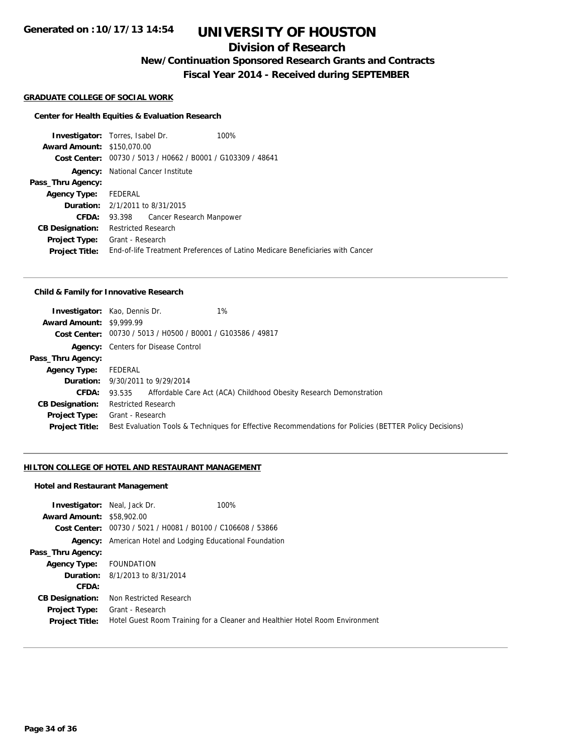**Generated on :10/17/13 14:54**

# UNIVERSITY OF HOUSTON

## Division of Research

### New/Continuation Sponsored Research Grants and Contracts

### Fiscal Year 2014 - Received during SEPTEMBER

**GRADUATE COLLEGE OF SOCIAL WORK**

**Center for Health Equities & Evaluation Research**

| | |
|---|---|
| **Investigator:** | Torres, Isabel Dr. 100% |
| **Award Amount:** | $150,070.00 |
| **Cost Center:** | 00730 / 5013 / H0662 / B0001 / G103309 / 48641 |
| **Agency:** | National Cancer Institute |
| **Pass_Thru Agency:** | |
| **Agency Type:** | FEDERAL |
| **Duration:** | 2/1/2011 to 8/31/2015 |
| **CFDA:** | 93.398 Cancer Research Manpower |
| **CB Designation:** | Restricted Research |
| **Project Type:** | Grant - Research |
| **Project Title:** | End-of-life Treatment Preferences of Latino Medicare Beneficiaries with Cancer |

**Child & Family for Innovative Research**

| | |
|---|---|
| **Investigator:** | Kao, Dennis Dr. 1% |
| **Award Amount:** | $9,999.99 |
| **Cost Center:** | 00730 / 5013 / H0500 / B0001 / G103586 / 49817 |
| **Agency:** | Centers for Disease Control |
| **Pass_Thru Agency:** | |
| **Agency Type:** | FEDERAL |
| **Duration:** | 9/30/2011 to 9/29/2014 |
| **CFDA:** | 93.535 Affordable Care Act (ACA) Childhood Obesity Research Demonstration |
| **CB Designation:** | Restricted Research |
| **Project Type:** | Grant - Research |
| **Project Title:** | Best Evaluation Tools & Techniques for Effective Recommendations for Policies (BETTER Policy Decisions) |

**HILTON COLLEGE OF HOTEL AND RESTAURANT MANAGEMENT**

**Hotel and Restaurant Management**

| | |
|---|---|
| **Investigator:** | Neal, Jack Dr. 100% |
| **Award Amount:** | $58,902.00 |
| **Cost Center:** | 00730 / 5021 / H0081 / B0100 / C106608 / 53866 |
| **Agency:** | American Hotel and Lodging Educational Foundation |
| **Pass_Thru Agency:** | |
| **Agency Type:** | FOUNDATION |
| **Duration:** | 8/1/2013 to 8/31/2014 |
| **CFDA:** | |
| **CB Designation:** | Non Restricted Research |
| **Project Type:** | Grant - Research |
| **Project Title:** | Hotel Guest Room Training for a Cleaner and Healthier Hotel Room Environment |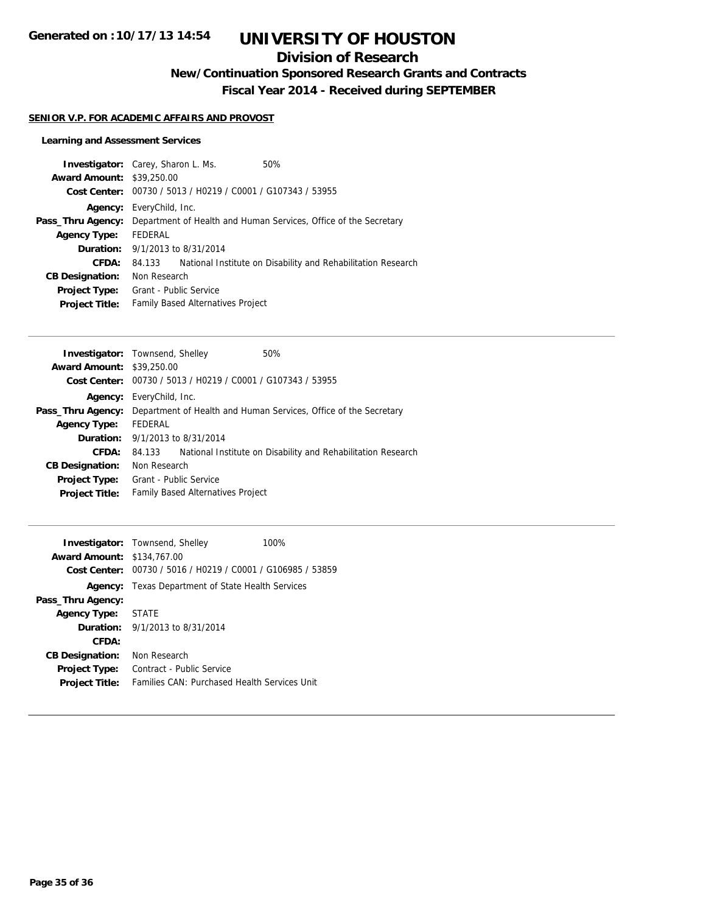# UNIVERSITY OF HOUSTON

## Division of Research

### New/Continuation Sponsored Research Grants and Contracts

### Fiscal Year 2014 - Received during SEPTEMBER

Generated on :10/17/13 14:54

**SENIOR V.P. FOR ACADEMIC AFFAIRS AND PROVOST**

**Learning and Assessment Services**

**Investigator:** Carey, Sharon L. Ms. 50%
**Award Amount:** $39,250.00
**Cost Center:** 00730 / 5013 / H0219 / C0001 / G107343 / 53955
**Agency:** EveryChild, Inc.
**Pass_Thru Agency:** Department of Health and Human Services, Office of the Secretary
**Agency Type:** FEDERAL
**Duration:** 9/1/2013 to 8/31/2014
**CFDA:** 84.133 National Institute on Disability and Rehabilitation Research
**CB Designation:** Non Research
**Project Type:** Grant - Public Service
**Project Title:** Family Based Alternatives Project

---

**Investigator:** Townsend, Shelley 50%
**Award Amount:** $39,250.00
**Cost Center:** 00730 / 5013 / H0219 / C0001 / G107343 / 53955
**Agency:** EveryChild, Inc.
**Pass_Thru Agency:** Department of Health and Human Services, Office of the Secretary
**Agency Type:** FEDERAL
**Duration:** 9/1/2013 to 8/31/2014
**CFDA:** 84.133 National Institute on Disability and Rehabilitation Research
**CB Designation:** Non Research
**Project Type:** Grant - Public Service
**Project Title:** Family Based Alternatives Project

---

**Investigator:** Townsend, Shelley 100%
**Award Amount:** $134,767.00
**Cost Center:** 00730 / 5016 / H0219 / C0001 / G106985 / 53859
**Agency:** Texas Department of State Health Services
**Pass_Thru Agency:**
**Agency Type:** STATE
**Duration:** 9/1/2013 to 8/31/2014
**CFDA:**
**CB Designation:** Non Research
**Project Type:** Contract - Public Service
**Project Title:** Families CAN: Purchased Health Services Unit

---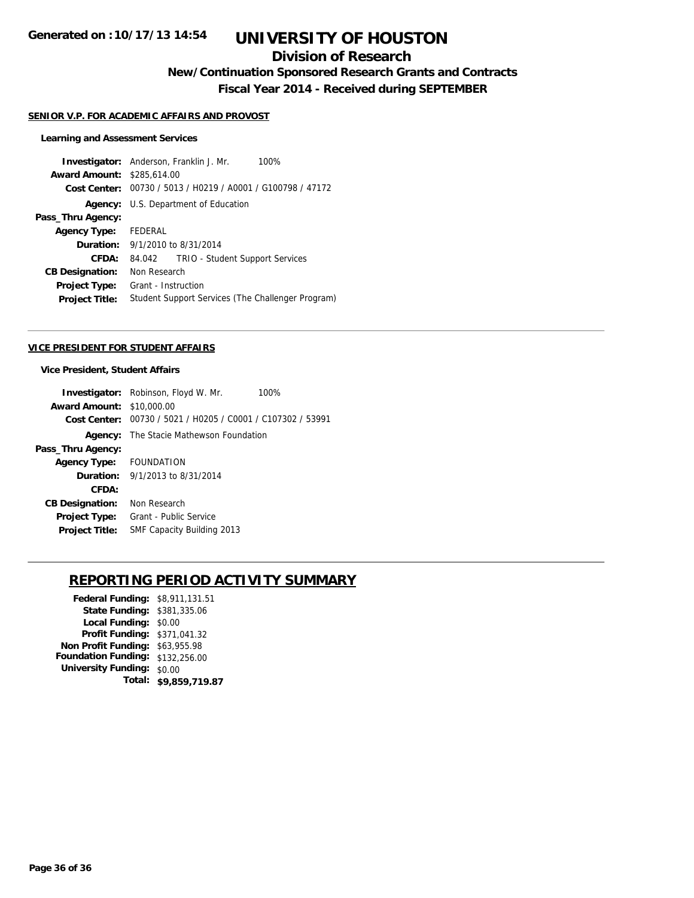## SENIOR V.P. FOR ACADEMIC AFFAIRS AND PROVOST

### Learning and Assessment Services

| | |
|---|---|
| **Investigator:** | Anderson, Franklin J. Mr. 100% |
| **Award Amount:** | $285,614.00 |
| **Cost Center:** | 00730 / 5013 / H0219 / A0001 / G100798 / 47172 |
| **Agency:** | U.S. Department of Education |
| **Pass_Thru Agency:** | |
| **Agency Type:** | FEDERAL |
| **Duration:** | 9/1/2010 to 8/31/2014 |
| **CFDA:** | 84.042 TRIO - Student Support Services |
| **CB Designation:** | Non Research |
| **Project Type:** | Grant - Instruction |
| **Project Title:** | Student Support Services (The Challenger Program) |

---

## VICE PRESIDENT FOR STUDENT AFFAIRS

### Vice President, Student Affairs

| | |
|---|---|
| **Investigator:** | Robinson, Floyd W. Mr. 100% |
| **Award Amount:** | $10,000.00 |
| **Cost Center:** | 00730 / 5021 / H0205 / C0001 / C107302 / 53991 |
| **Agency:** | The Stacie Mathewson Foundation |
| **Pass_Thru Agency:** | |
| **Agency Type:** | FOUNDATION |
| **Duration:** | 9/1/2013 to 8/31/2014 |
| **CFDA:** | |
| **CB Designation:** | Non Research |
| **Project Type:** | Grant - Public Service |
| **Project Title:** | SMF Capacity Building 2013 |

---

## REPORTING PERIOD ACTIVITY SUMMARY

| | |
|---|---|
| **Federal Funding:** | $8,911,131.51 |
| **State Funding:** | $381,335.06 |
| **Local Funding:** | $0.00 |
| **Profit Funding:** | $371,041.32 |
| **Non Profit Funding:** | $63,955.98 |
| **Foundation Funding:** | $132,256.00 |
| **University Funding:** | $0.00 |
| **Total:** | **$9,859,719.87** |